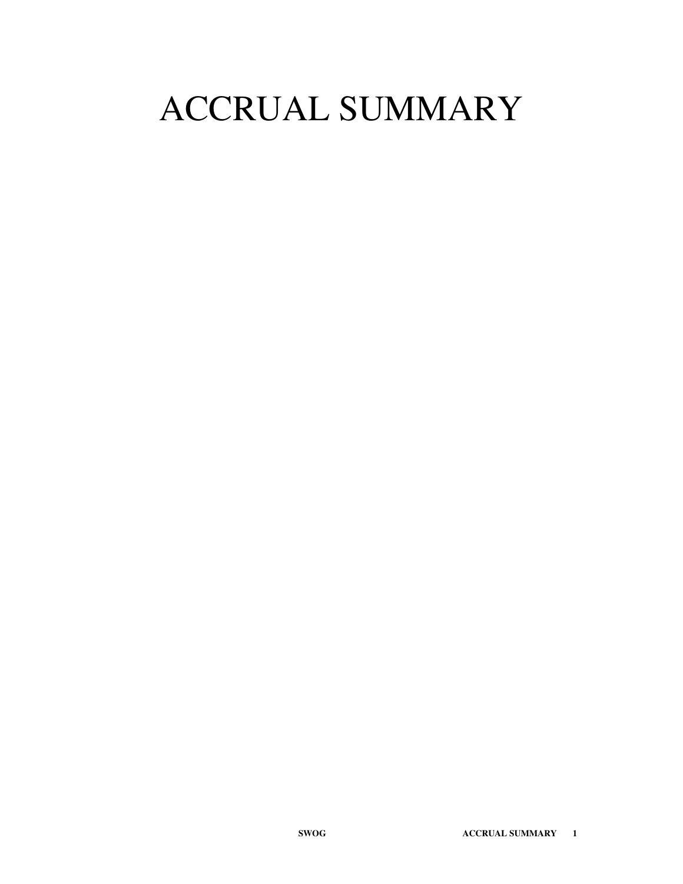# ACCRUAL SUMMARY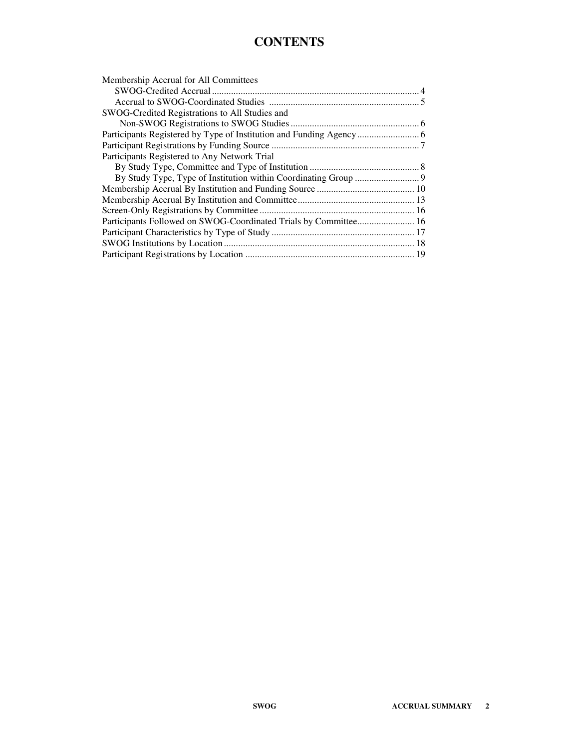# CONTENTS

Membership Accrual for All Committees
- SWOG-Credited Accrual .......... 4
- Accrual to SWOG-Coordinated Studies .......... 5

SWOG-Credited Registrations to All Studies and
- Non-SWOG Registrations to SWOG Studies .......... 6

Participants Registered by Type of Institution and Funding Agency .......... 6

Participant Registrations by Funding Source .......... 7

Participants Registered to Any Network Trial
- By Study Type, Committee and Type of Institution .......... 8
- By Study Type, Type of Institution within Coordinating Group .......... 9

Membership Accrual By Institution and Funding Source .......... 10

Membership Accrual By Institution and Committee .......... 13

Screen-Only Registrations by Committee .......... 16

Participants Followed on SWOG-Coordinated Trials by Committee .......... 16

Participant Characteristics by Type of Study .......... 17

SWOG Institutions by Location .......... 18

Participant Registrations by Location .......... 19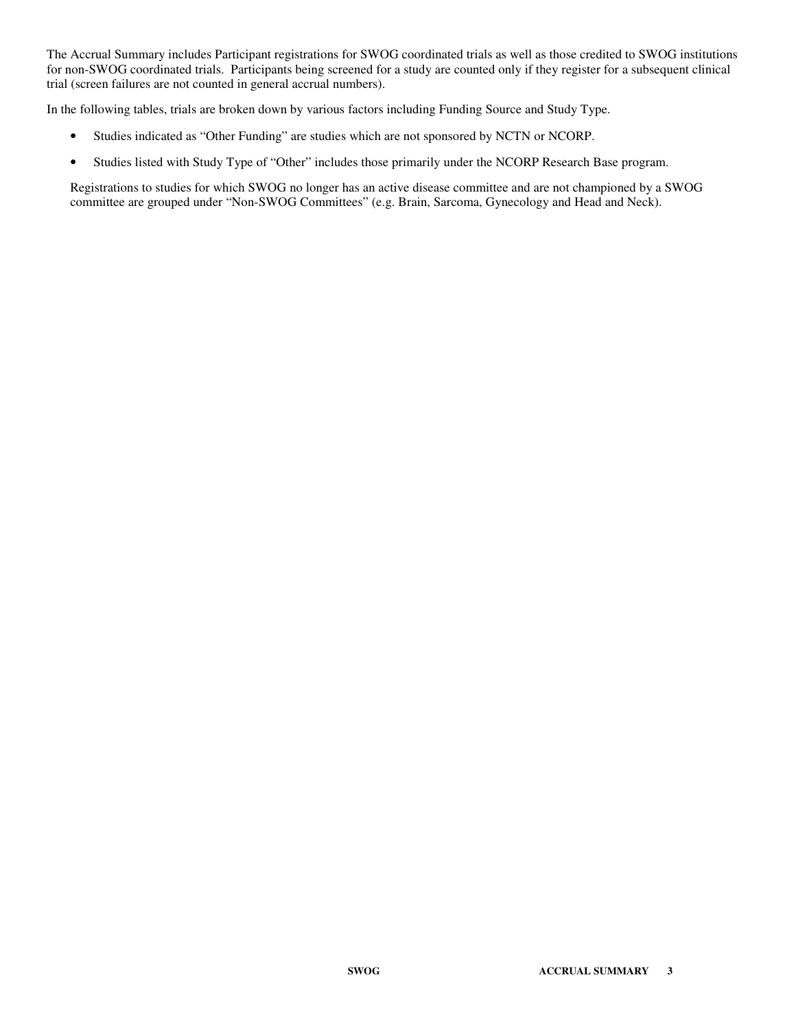The Accrual Summary includes Participant registrations for SWOG coordinated trials as well as those credited to SWOG institutions for non-SWOG coordinated trials. Participants being screened for a study are counted only if they register for a subsequent clinical trial (screen failures are not counted in general accrual numbers).

In the following tables, trials are broken down by various factors including Funding Source and Study Type.

- Studies indicated as "Other Funding" are studies which are not sponsored by NCTN or NCORP.
- Studies listed with Study Type of "Other" includes those primarily under the NCORP Research Base program.

Registrations to studies for which SWOG no longer has an active disease committee and are not championed by a SWOG committee are grouped under "Non-SWOG Committees" (e.g. Brain, Sarcoma, Gynecology and Head and Neck).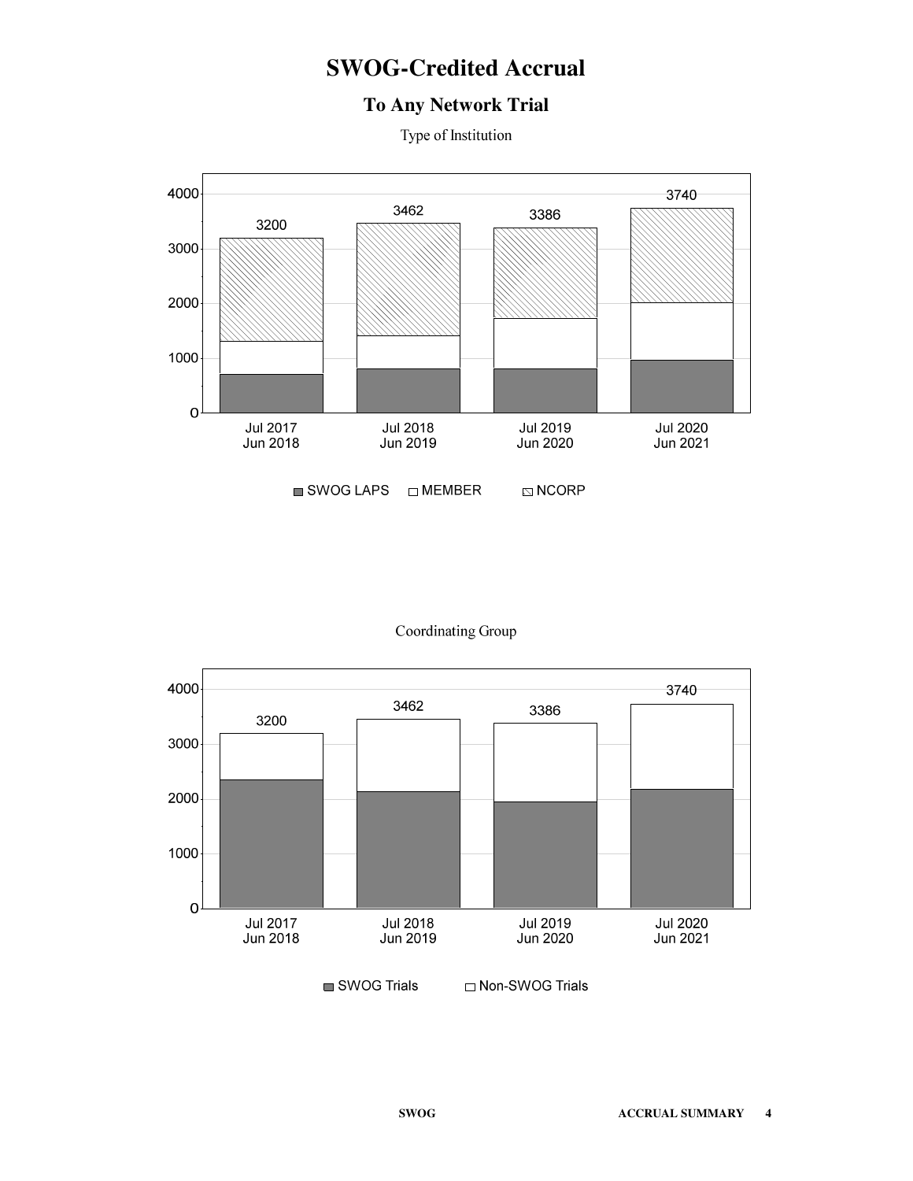# SWOG-Credited Accrual

## To Any Network Trial

Type of Institution

| Period | Total |
|---|---|
| Jul 2017 – Jun 2018 | 3200 |
| Jul 2018 – Jun 2019 | 3462 |
| Jul 2019 – Jun 2020 | 3386 |
| Jul 2020 – Jun 2021 | 3740 |

SWOG LAPS, MEMBER, NCORP

Coordinating Group

| Period | Total |
|---|---|
| Jul 2017 – Jun 2018 | 3200 |
| Jul 2018 – Jun 2019 | 3462 |
| Jul 2019 – Jun 2020 | 3386 |
| Jul 2020 – Jun 2021 | 3740 |

SWOG Trials, Non-SWOG Trials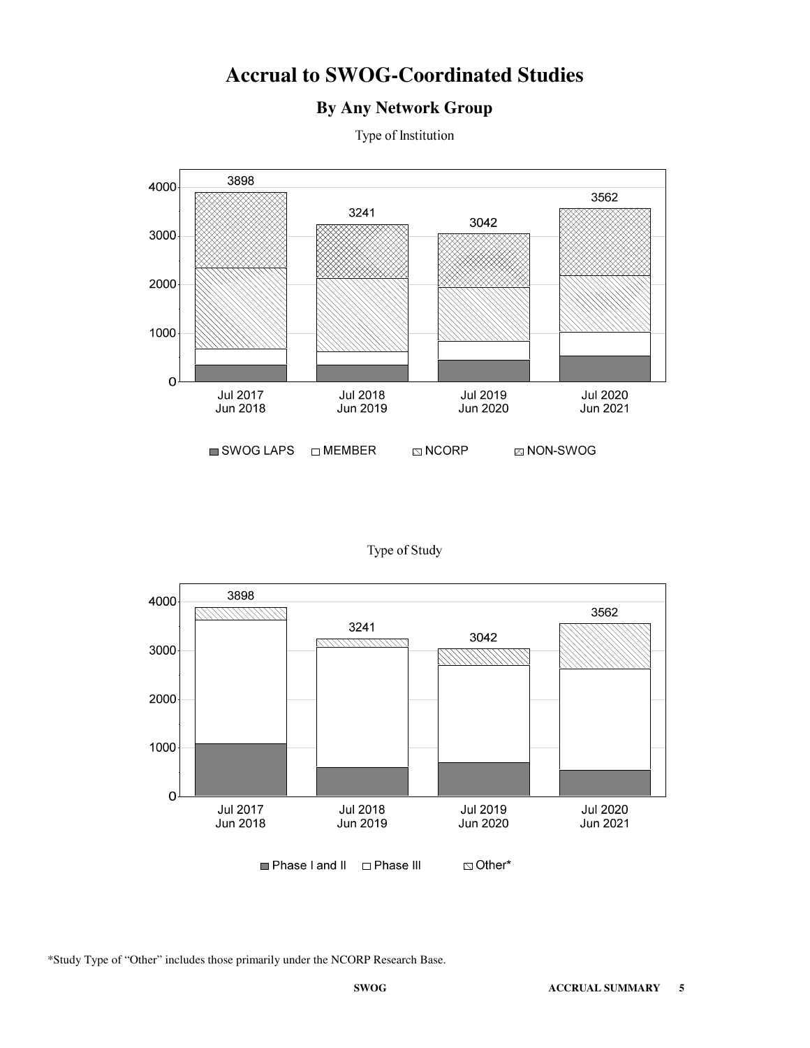# Accrual to SWOG-Coordinated Studies

## By Any Network Group

Type of Institution

| | Jul 2017 – Jun 2018 | Jul 2018 – Jun 2019 | Jul 2019 – Jun 2020 | Jul 2020 – Jun 2021 |
|---|---|---|---|---|
| Total | 3898 | 3241 | 3042 | 3562 |

SWOG LAPS, MEMBER, NCORP, NON-SWOG

Type of Study

| | Jul 2017 – Jun 2018 | Jul 2018 – Jun 2019 | Jul 2019 – Jun 2020 | Jul 2020 – Jun 2021 |
|---|---|---|---|---|
| Total | 3898 | 3241 | 3042 | 3562 |

Phase I and II, Phase III, Other*

*Study Type of "Other" includes those primarily under the NCORP Research Base.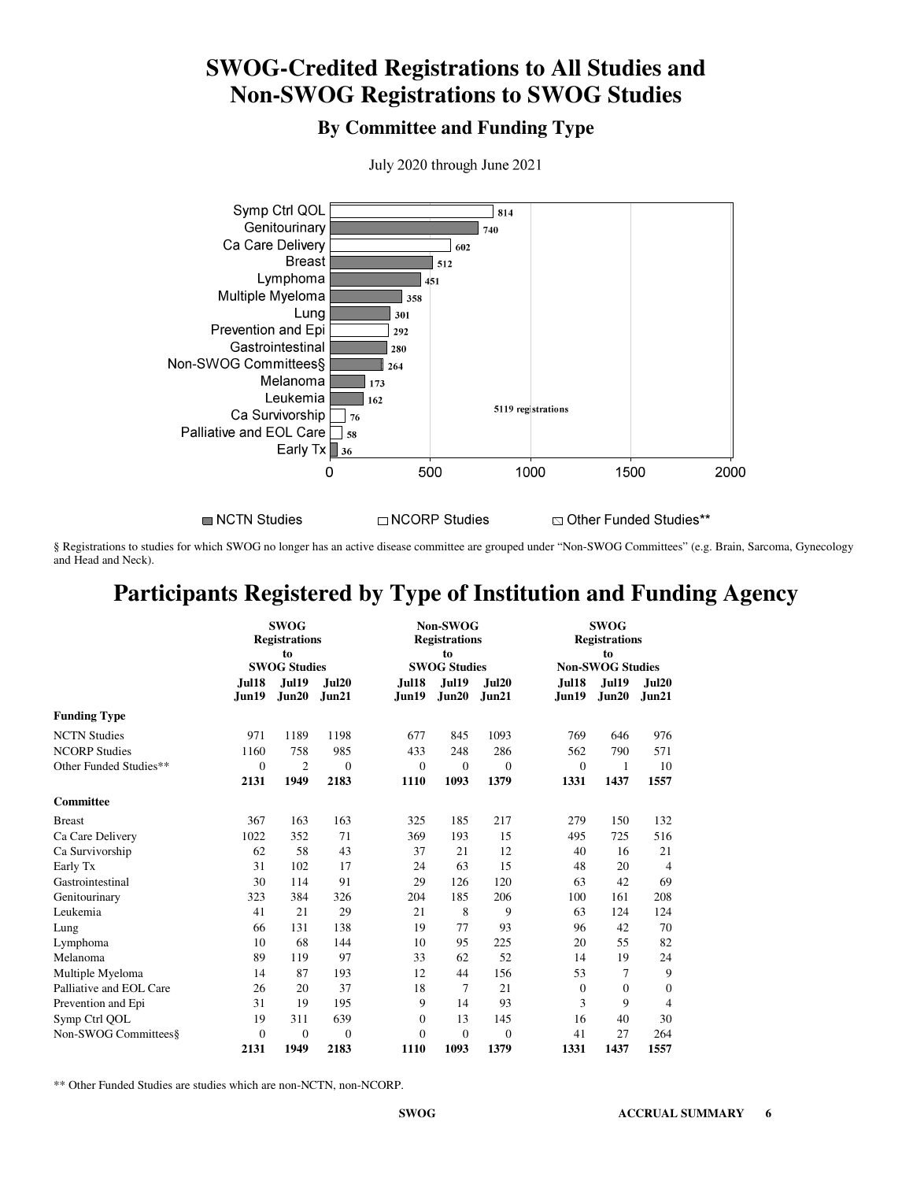# SWOG-Credited Registrations to All Studies and Non-SWOG Registrations to SWOG Studies

## By Committee and Funding Type

July 2020 through June 2021

| Committee | Registrations |
|---|---|
| Symp Ctrl QOL | 814 |
| Genitourinary | 740 |
| Ca Care Delivery | 602 |
| Breast | 512 |
| Lymphoma | 451 |
| Multiple Myeloma | 358 |
| Lung | 301 |
| Prevention and Epi | 292 |
| Gastrointestinal | 280 |
| Non-SWOG Committees§ | 264 |
| Melanoma | 173 |
| Leukemia | 162 |
| Ca Survivorship | 76 |
| Palliative and EOL Care | 58 |
| Early Tx | 36 |

5119 registrations

NCTN Studies | NCORP Studies | Other Funded Studies**

§ Registrations to studies for which SWOG no longer has an active disease committee are grouped under "Non-SWOG Committees" (e.g. Brain, Sarcoma, Gynecology and Head and Neck).

# Participants Registered by Type of Institution and Funding Agency

| | SWOG Registrations to SWOG Studies | | | Non-SWOG Registrations to SWOG Studies | | | SWOG Registrations to Non-SWOG Studies | | |
|---|---|---|---|---|---|---|---|---|---|
| | Jul18 Jun19 | Jul19 Jun20 | Jul20 Jun21 | Jul18 Jun19 | Jul19 Jun20 | Jul20 Jun21 | Jul18 Jun19 | Jul19 Jun20 | Jul20 Jun21 |
| **Funding Type** | | | | | | | | | |
| NCTN Studies | 971 | 1189 | 1198 | 677 | 845 | 1093 | 769 | 646 | 976 |
| NCORP Studies | 1160 | 758 | 985 | 433 | 248 | 286 | 562 | 790 | 571 |
| Other Funded Studies** | 0 | 2 | 0 | 0 | 0 | 0 | 0 | 1 | 10 |
| | **2131** | **1949** | **2183** | **1110** | **1093** | **1379** | **1331** | **1437** | **1557** |
| **Committee** | | | | | | | | | |
| Breast | 367 | 163 | 163 | 325 | 185 | 217 | 279 | 150 | 132 |
| Ca Care Delivery | 1022 | 352 | 71 | 369 | 193 | 15 | 495 | 725 | 516 |
| Ca Survivorship | 62 | 58 | 43 | 37 | 21 | 12 | 40 | 16 | 21 |
| Early Tx | 31 | 102 | 17 | 24 | 63 | 15 | 48 | 20 | 4 |
| Gastrointestinal | 30 | 114 | 91 | 29 | 126 | 120 | 63 | 42 | 69 |
| Genitourinary | 323 | 384 | 326 | 204 | 185 | 206 | 100 | 161 | 208 |
| Leukemia | 41 | 21 | 29 | 21 | 8 | 9 | 63 | 124 | 124 |
| Lung | 66 | 131 | 138 | 19 | 77 | 93 | 96 | 42 | 70 |
| Lymphoma | 10 | 68 | 144 | 10 | 95 | 225 | 20 | 55 | 82 |
| Melanoma | 89 | 119 | 97 | 33 | 62 | 52 | 14 | 19 | 24 |
| Multiple Myeloma | 14 | 87 | 193 | 12 | 44 | 156 | 53 | 7 | 9 |
| Palliative and EOL Care | 26 | 20 | 37 | 18 | 7 | 21 | 0 | 0 | 0 |
| Prevention and Epi | 31 | 19 | 195 | 9 | 14 | 93 | 3 | 9 | 4 |
| Symp Ctrl QOL | 19 | 311 | 639 | 0 | 13 | 145 | 16 | 40 | 30 |
| Non-SWOG Committees§ | 0 | 0 | 0 | 0 | 0 | 0 | 41 | 27 | 264 |
| | **2131** | **1949** | **2183** | **1110** | **1093** | **1379** | **1331** | **1437** | **1557** |

** Other Funded Studies are studies which are non-NCTN, non-NCORP.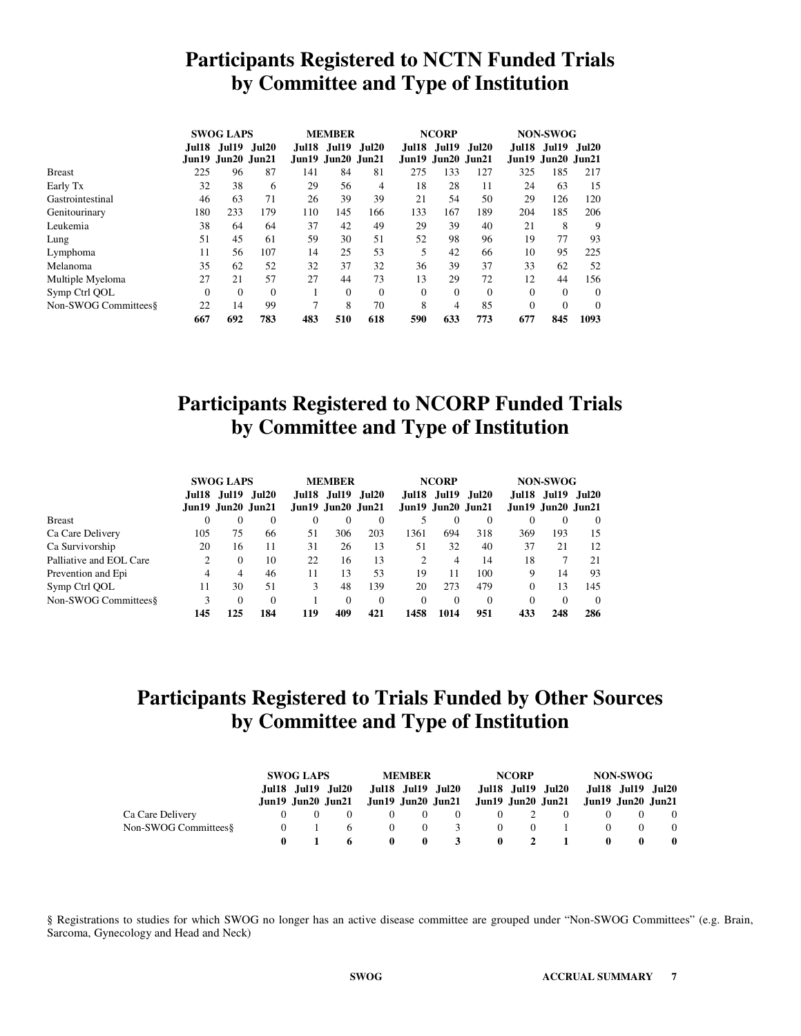# Participants Registered to NCTN Funded Trials by Committee and Type of Institution

| | SWOG LAPS | | | MEMBER | | | NCORP | | | NON-SWOG | | |
|---|---|---|---|---|---|---|---|---|---|---|---|---|
| | Jul18 Jun19 | Jul19 Jun20 | Jul20 Jun21 | Jul18 Jun19 | Jul19 Jun20 | Jul20 Jun21 | Jul18 Jun19 | Jul19 Jun20 | Jul20 Jun21 | Jul18 Jun19 | Jul19 Jun20 | Jul20 Jun21 |
| Breast | 225 | 96 | 87 | 141 | 84 | 81 | 275 | 133 | 127 | 325 | 185 | 217 |
| Early Tx | 32 | 38 | 6 | 29 | 56 | 4 | 18 | 28 | 11 | 24 | 63 | 15 |
| Gastrointestinal | 46 | 63 | 71 | 26 | 39 | 39 | 21 | 54 | 50 | 29 | 126 | 120 |
| Genitourinary | 180 | 233 | 179 | 110 | 145 | 166 | 133 | 167 | 189 | 204 | 185 | 206 |
| Leukemia | 38 | 64 | 64 | 37 | 42 | 49 | 29 | 39 | 40 | 21 | 8 | 9 |
| Lung | 51 | 45 | 61 | 59 | 30 | 51 | 52 | 98 | 96 | 19 | 77 | 93 |
| Lymphoma | 11 | 56 | 107 | 14 | 25 | 53 | 5 | 42 | 66 | 10 | 95 | 225 |
| Melanoma | 35 | 62 | 52 | 32 | 37 | 32 | 36 | 39 | 37 | 33 | 62 | 52 |
| Multiple Myeloma | 27 | 21 | 57 | 27 | 44 | 73 | 13 | 29 | 72 | 12 | 44 | 156 |
| Symp Ctrl QOL | 0 | 0 | 0 | 1 | 0 | 0 | 0 | 0 | 0 | 0 | 0 | 0 |
| Non-SWOG Committees§ | 22 | 14 | 99 | 7 | 8 | 70 | 8 | 4 | 85 | 0 | 0 | 0 |
| | **667** | **692** | **783** | **483** | **510** | **618** | **590** | **633** | **773** | **677** | **845** | **1093** |

# Participants Registered to NCORP Funded Trials by Committee and Type of Institution

| | SWOG LAPS | | | MEMBER | | | NCORP | | | NON-SWOG | | |
|---|---|---|---|---|---|---|---|---|---|---|---|---|
| | Jul18 Jun19 | Jul19 Jun20 | Jul20 Jun21 | Jul18 Jun19 | Jul19 Jun20 | Jul20 Jun21 | Jul18 Jun19 | Jul19 Jun20 | Jul20 Jun21 | Jul18 Jun19 | Jul19 Jun20 | Jul20 Jun21 |
| Breast | 0 | 0 | 0 | 0 | 0 | 0 | 5 | 0 | 0 | 0 | 0 | 0 |
| Ca Care Delivery | 105 | 75 | 66 | 51 | 306 | 203 | 1361 | 694 | 318 | 369 | 193 | 15 |
| Ca Survivorship | 20 | 16 | 11 | 31 | 26 | 13 | 51 | 32 | 40 | 37 | 21 | 12 |
| Palliative and EOL Care | 2 | 0 | 10 | 22 | 16 | 13 | 2 | 4 | 14 | 18 | 7 | 21 |
| Prevention and Epi | 4 | 4 | 46 | 11 | 13 | 53 | 19 | 11 | 100 | 9 | 14 | 93 |
| Symp Ctrl QOL | 11 | 30 | 51 | 3 | 48 | 139 | 20 | 273 | 479 | 0 | 13 | 145 |
| Non-SWOG Committees§ | 3 | 0 | 0 | 1 | 0 | 0 | 0 | 0 | 0 | 0 | 0 | 0 |
| | **145** | **125** | **184** | **119** | **409** | **421** | **1458** | **1014** | **951** | **433** | **248** | **286** |

# Participants Registered to Trials Funded by Other Sources by Committee and Type of Institution

| | SWOG LAPS | | | MEMBER | | | NCORP | | | NON-SWOG | | |
|---|---|---|---|---|---|---|---|---|---|---|---|---|
| | Jul18 Jun19 | Jul19 Jun20 | Jul20 Jun21 | Jul18 Jun19 | Jul19 Jun20 | Jul20 Jun21 | Jul18 Jun19 | Jul19 Jun20 | Jul20 Jun21 | Jul18 Jun19 | Jul19 Jun20 | Jul20 Jun21 |
| Ca Care Delivery | 0 | 0 | 0 | 0 | 0 | 0 | 0 | 2 | 0 | 0 | 0 | 0 |
| Non-SWOG Committees§ | 0 | 1 | 6 | 0 | 0 | 3 | 0 | 0 | 1 | 0 | 0 | 0 |
| | **0** | **1** | **6** | **0** | **0** | **3** | **0** | **2** | **1** | **0** | **0** | **0** |

§ Registrations to studies for which SWOG no longer has an active disease committee are grouped under "Non-SWOG Committees" (e.g. Brain, Sarcoma, Gynecology and Head and Neck)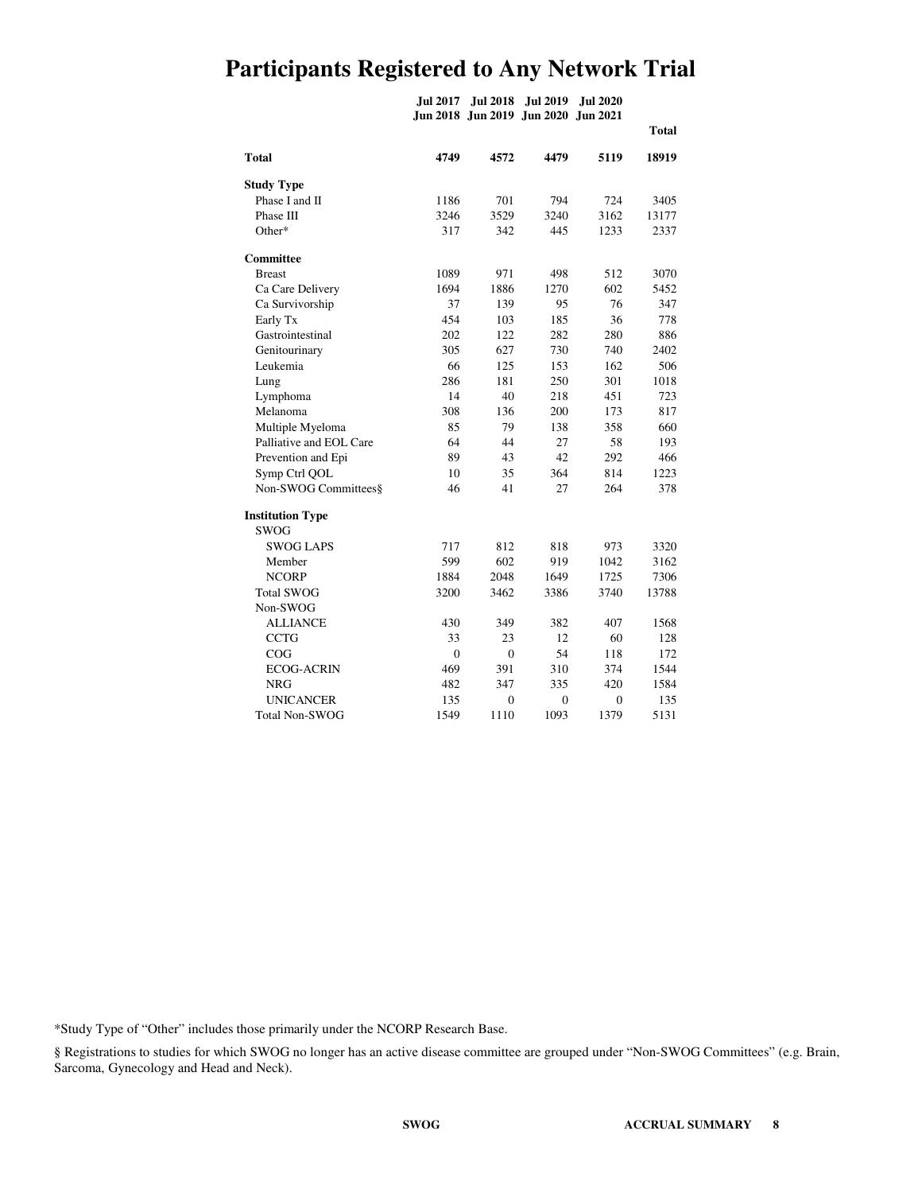# Participants Registered to Any Network Trial

| | Jul 2017 Jun 2018 | Jul 2018 Jun 2019 | Jul 2019 Jun 2020 | Jul 2020 Jun 2021 | Total |
|---|---|---|---|---|---|
| **Total** | **4749** | **4572** | **4479** | **5119** | **18919** |
| **Study Type** | | | | | |
| Phase I and II | 1186 | 701 | 794 | 724 | 3405 |
| Phase III | 3246 | 3529 | 3240 | 3162 | 13177 |
| Other* | 317 | 342 | 445 | 1233 | 2337 |
| **Committee** | | | | | |
| Breast | 1089 | 971 | 498 | 512 | 3070 |
| Ca Care Delivery | 1694 | 1886 | 1270 | 602 | 5452 |
| Ca Survivorship | 37 | 139 | 95 | 76 | 347 |
| Early Tx | 454 | 103 | 185 | 36 | 778 |
| Gastrointestinal | 202 | 122 | 282 | 280 | 886 |
| Genitourinary | 305 | 627 | 730 | 740 | 2402 |
| Leukemia | 66 | 125 | 153 | 162 | 506 |
| Lung | 286 | 181 | 250 | 301 | 1018 |
| Lymphoma | 14 | 40 | 218 | 451 | 723 |
| Melanoma | 308 | 136 | 200 | 173 | 817 |
| Multiple Myeloma | 85 | 79 | 138 | 358 | 660 |
| Palliative and EOL Care | 64 | 44 | 27 | 58 | 193 |
| Prevention and Epi | 89 | 43 | 42 | 292 | 466 |
| Symp Ctrl QOL | 10 | 35 | 364 | 814 | 1223 |
| Non-SWOG Committees§ | 46 | 41 | 27 | 264 | 378 |
| **Institution Type** | | | | | |
| SWOG | | | | | |
| SWOG LAPS | 717 | 812 | 818 | 973 | 3320 |
| Member | 599 | 602 | 919 | 1042 | 3162 |
| NCORP | 1884 | 2048 | 1649 | 1725 | 7306 |
| Total SWOG | 3200 | 3462 | 3386 | 3740 | 13788 |
| Non-SWOG | | | | | |
| ALLIANCE | 430 | 349 | 382 | 407 | 1568 |
| CCTG | 33 | 23 | 12 | 60 | 128 |
| COG | 0 | 0 | 54 | 118 | 172 |
| ECOG-ACRIN | 469 | 391 | 310 | 374 | 1544 |
| NRG | 482 | 347 | 335 | 420 | 1584 |
| UNICANCER | 135 | 0 | 0 | 0 | 135 |
| Total Non-SWOG | 1549 | 1110 | 1093 | 1379 | 5131 |

*Study Type of "Other" includes those primarily under the NCORP Research Base.

§ Registrations to studies for which SWOG no longer has an active disease committee are grouped under "Non-SWOG Committees" (e.g. Brain, Sarcoma, Gynecology and Head and Neck).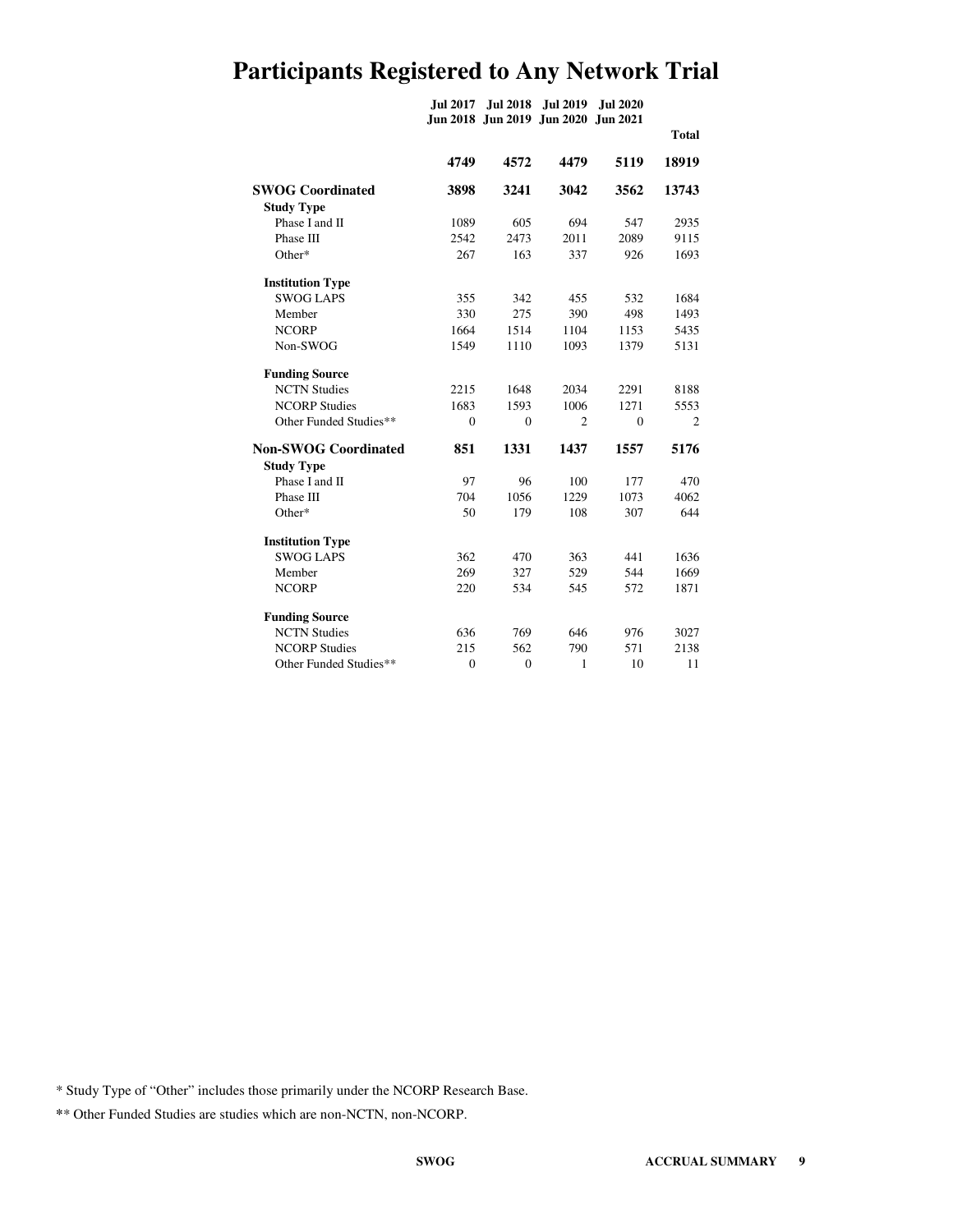# Participants Registered to Any Network Trial

| | Jul 2017 Jun 2018 | Jul 2018 Jun 2019 | Jul 2019 Jun 2020 | Jul 2020 Jun 2021 | Total |
|---|---|---|---|---|---|
| | **4749** | **4572** | **4479** | **5119** | **18919** |
| **SWOG Coordinated** | **3898** | **3241** | **3042** | **3562** | **13743** |
| **Study Type** | | | | | |
| Phase I and II | 1089 | 605 | 694 | 547 | 2935 |
| Phase III | 2542 | 2473 | 2011 | 2089 | 9115 |
| Other* | 267 | 163 | 337 | 926 | 1693 |
| **Institution Type** | | | | | |
| SWOG LAPS | 355 | 342 | 455 | 532 | 1684 |
| Member | 330 | 275 | 390 | 498 | 1493 |
| NCORP | 1664 | 1514 | 1104 | 1153 | 5435 |
| Non-SWOG | 1549 | 1110 | 1093 | 1379 | 5131 |
| **Funding Source** | | | | | |
| NCTN Studies | 2215 | 1648 | 2034 | 2291 | 8188 |
| NCORP Studies | 1683 | 1593 | 1006 | 1271 | 5553 |
| Other Funded Studies** | 0 | 0 | 2 | 0 | 2 |
| **Non-SWOG Coordinated** | **851** | **1331** | **1437** | **1557** | **5176** |
| **Study Type** | | | | | |
| Phase I and II | 97 | 96 | 100 | 177 | 470 |
| Phase III | 704 | 1056 | 1229 | 1073 | 4062 |
| Other* | 50 | 179 | 108 | 307 | 644 |
| **Institution Type** | | | | | |
| SWOG LAPS | 362 | 470 | 363 | 441 | 1636 |
| Member | 269 | 327 | 529 | 544 | 1669 |
| NCORP | 220 | 534 | 545 | 572 | 1871 |
| **Funding Source** | | | | | |
| NCTN Studies | 636 | 769 | 646 | 976 | 3027 |
| NCORP Studies | 215 | 562 | 790 | 571 | 2138 |
| Other Funded Studies** | 0 | 0 | 1 | 10 | 11 |

* Study Type of "Other" includes those primarily under the NCORP Research Base.

** Other Funded Studies are studies which are non-NCTN, non-NCORP.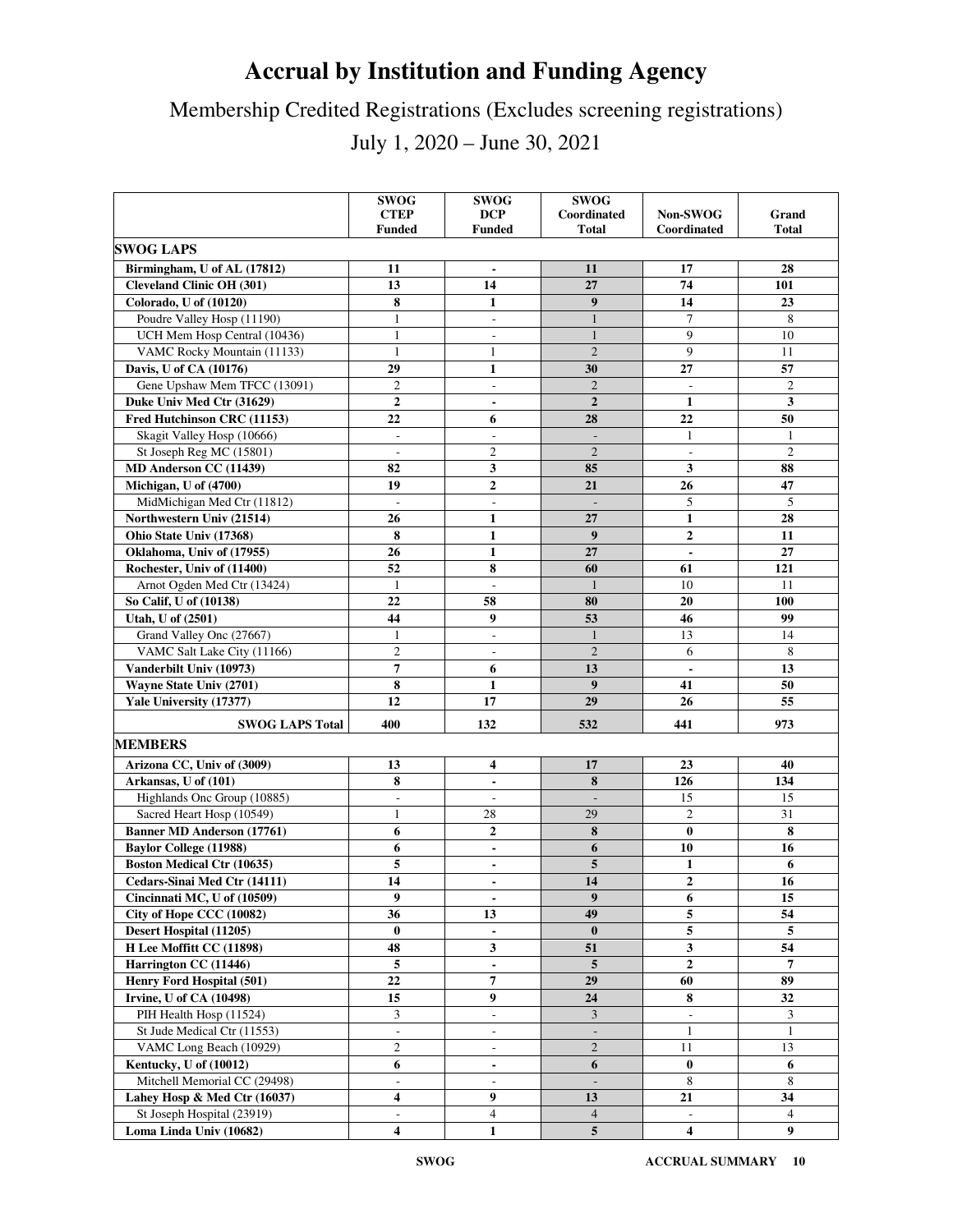# Accrual by Institution and Funding Agency

## Membership Credited Registrations (Excludes screening registrations)

## July 1, 2020 – June 30, 2021

| | SWOG CTEP Funded | SWOG DCP Funded | SWOG Coordinated Total | Non-SWOG Coordinated | Grand Total |
|---|---|---|---|---|---|
| **SWOG LAPS** | | | | | |
| **Birmingham, U of AL (17812)** | **11** | **-** | **11** | **17** | **28** |
| **Cleveland Clinic OH (301)** | **13** | **14** | **27** | **74** | **101** |
| **Colorado, U of (10120)** | **8** | **1** | **9** | **14** | **23** |
| Poudre Valley Hosp (11190) | 1 | - | 1 | 7 | 8 |
| UCH Mem Hosp Central (10436) | 1 | - | 1 | 9 | 10 |
| VAMC Rocky Mountain (11133) | 1 | 1 | 2 | 9 | 11 |
| **Davis, U of CA (10176)** | **29** | **1** | **30** | **27** | **57** |
| Gene Upshaw Mem TFCC (13091) | 2 | - | 2 | - | 2 |
| **Duke Univ Med Ctr (31629)** | **2** | **-** | **2** | **1** | **3** |
| **Fred Hutchinson CRC (11153)** | **22** | **6** | **28** | **22** | **50** |
| Skagit Valley Hosp (10666) | - | - | - | 1 | 1 |
| St Joseph Reg MC (15801) | - | 2 | 2 | - | 2 |
| **MD Anderson CC (11439)** | **82** | **3** | **85** | **3** | **88** |
| **Michigan, U of (4700)** | **19** | **2** | **21** | **26** | **47** |
| MidMichigan Med Ctr (11812) | - | - | - | 5 | 5 |
| **Northwestern Univ (21514)** | **26** | **1** | **27** | **1** | **28** |
| **Ohio State Univ (17368)** | **8** | **1** | **9** | **2** | **11** |
| **Oklahoma, Univ of (17955)** | **26** | **1** | **27** | **-** | **27** |
| **Rochester, Univ of (11400)** | **52** | **8** | **60** | **61** | **121** |
| Arnot Ogden Med Ctr (13424) | 1 | - | 1 | 10 | 11 |
| **So Calif, U of (10138)** | **22** | **58** | **80** | **20** | **100** |
| **Utah, U of (2501)** | **44** | **9** | **53** | **46** | **99** |
| Grand Valley Onc (27667) | 1 | - | 1 | 13 | 14 |
| VAMC Salt Lake City (11166) | 2 | - | 2 | 6 | 8 |
| **Vanderbilt Univ (10973)** | **7** | **6** | **13** | **-** | **13** |
| **Wayne State Univ (2701)** | **8** | **1** | **9** | **41** | **50** |
| **Yale University (17377)** | **12** | **17** | **29** | **26** | **55** |
| **SWOG LAPS Total** | **400** | **132** | **532** | **441** | **973** |
| **MEMBERS** | | | | | |
| **Arizona CC, Univ of (3009)** | **13** | **4** | **17** | **23** | **40** |
| **Arkansas, U of (101)** | **8** | **-** | **8** | **126** | **134** |
| Highlands Onc Group (10885) | - | - | - | 15 | 15 |
| Sacred Heart Hosp (10549) | 1 | 28 | 29 | 2 | 31 |
| **Banner MD Anderson (17761)** | **6** | **2** | **8** | **0** | **8** |
| **Baylor College (11988)** | **6** | **-** | **6** | **10** | **16** |
| **Boston Medical Ctr (10635)** | **5** | **-** | **5** | **1** | **6** |
| **Cedars-Sinai Med Ctr (14111)** | **14** | **-** | **14** | **2** | **16** |
| **Cincinnati MC, U of (10509)** | **9** | **-** | **9** | **6** | **15** |
| **City of Hope CCC (10082)** | **36** | **13** | **49** | **5** | **54** |
| **Desert Hospital (11205)** | **0** | **-** | **0** | **5** | **5** |
| **H Lee Moffitt CC (11898)** | **48** | **3** | **51** | **3** | **54** |
| **Harrington CC (11446)** | **5** | **-** | **5** | **2** | **7** |
| **Henry Ford Hospital (501)** | **22** | **7** | **29** | **60** | **89** |
| **Irvine, U of CA (10498)** | **15** | **9** | **24** | **8** | **32** |
| PIH Health Hosp (11524) | 3 | - | 3 | - | 3 |
| St Jude Medical Ctr (11553) | - | - | - | 1 | 1 |
| VAMC Long Beach (10929) | 2 | - | 2 | 11 | 13 |
| **Kentucky, U of (10012)** | **6** | **-** | **6** | **0** | **6** |
| Mitchell Memorial CC (29498) | - | - | - | 8 | 8 |
| **Lahey Hosp & Med Ctr (16037)** | **4** | **9** | **13** | **21** | **34** |
| St Joseph Hospital (23919) | - | 4 | 4 | - | 4 |
| **Loma Linda Univ (10682)** | **4** | **1** | **5** | **4** | **9** |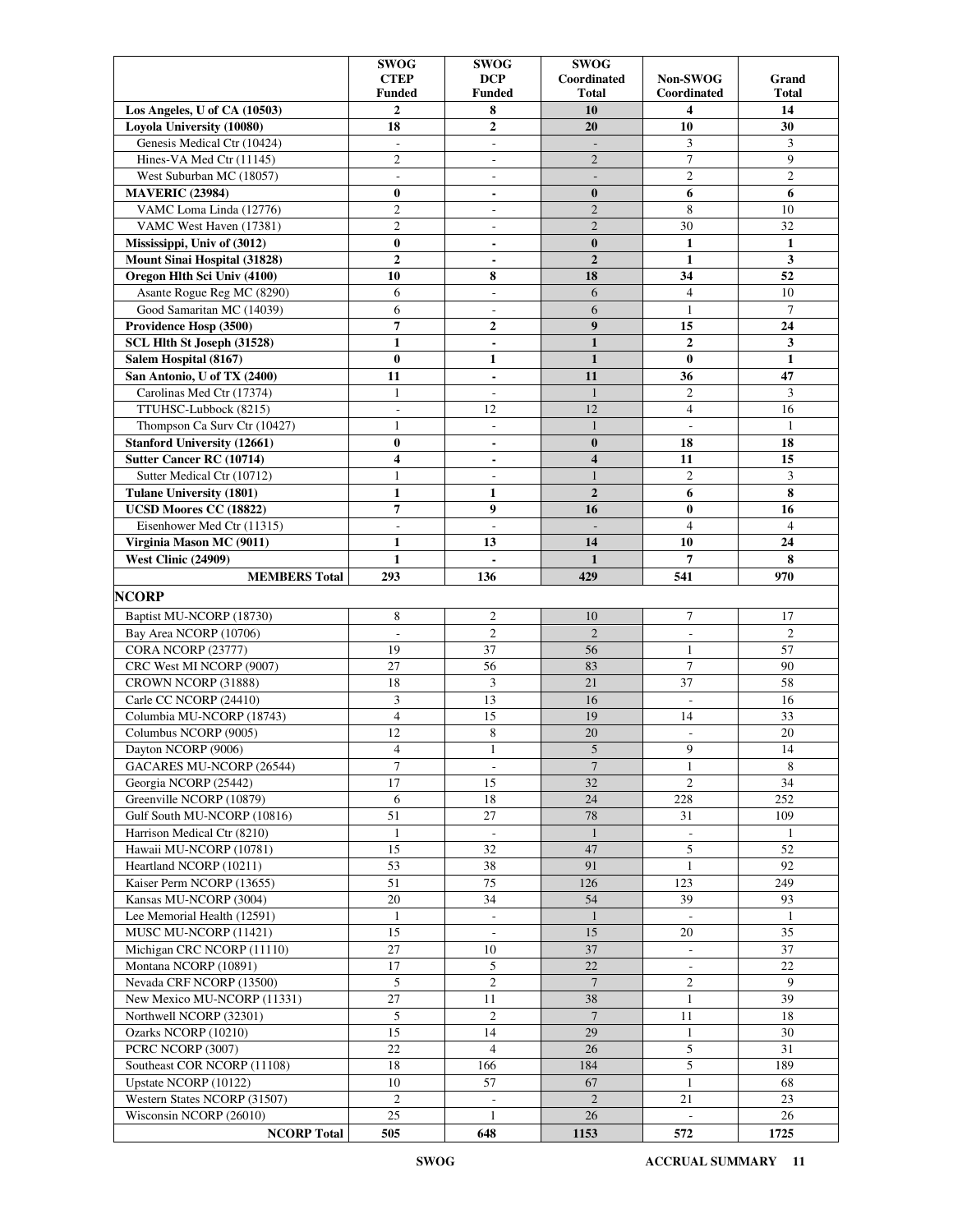| | SWOG CTEP Funded | SWOG DCP Funded | SWOG Coordinated Total | Non-SWOG Coordinated | Grand Total |
|---|---|---|---|---|---|
| **Los Angeles, U of CA (10503)** | **2** | **8** | **10** | **4** | **14** |
| **Loyola University (10080)** | **18** | **2** | **20** | **10** | **30** |
| Genesis Medical Ctr (10424) | - | - | - | 3 | 3 |
| Hines-VA Med Ctr (11145) | 2 | - | 2 | 7 | 9 |
| West Suburban MC (18057) | - | - | - | 2 | 2 |
| **MAVERIC (23984)** | **0** | **-** | **0** | **6** | **6** |
| VAMC Loma Linda (12776) | 2 | - | 2 | 8 | 10 |
| VAMC West Haven (17381) | 2 | - | 2 | 30 | 32 |
| **Mississippi, Univ of (3012)** | **0** | **-** | **0** | **1** | **1** |
| **Mount Sinai Hospital (31828)** | **2** | **-** | **2** | **1** | **3** |
| **Oregon Hlth Sci Univ (4100)** | **10** | **8** | **18** | **34** | **52** |
| Asante Rogue Reg MC (8290) | 6 | - | 6 | 4 | 10 |
| Good Samaritan MC (14039) | 6 | - | 6 | 1 | 7 |
| **Providence Hosp (3500)** | **7** | **2** | **9** | **15** | **24** |
| **SCL Hlth St Joseph (31528)** | **1** | **-** | **1** | **2** | **3** |
| **Salem Hospital (8167)** | **0** | **1** | **1** | **0** | **1** |
| **San Antonio, U of TX (2400)** | **11** | **-** | **11** | **36** | **47** |
| Carolinas Med Ctr (17374) | 1 | - | 1 | 2 | 3 |
| TTUHSC-Lubbock (8215) | - | 12 | 12 | 4 | 16 |
| Thompson Ca Surv Ctr (10427) | 1 | - | 1 | - | 1 |
| **Stanford University (12661)** | **0** | **-** | **0** | **18** | **18** |
| **Sutter Cancer RC (10714)** | **4** | **-** | **4** | **11** | **15** |
| Sutter Medical Ctr (10712) | 1 | - | 1 | 2 | 3 |
| **Tulane University (1801)** | **1** | **1** | **2** | **6** | **8** |
| **UCSD Moores CC (18822)** | **7** | **9** | **16** | **0** | **16** |
| Eisenhower Med Ctr (11315) | - | - | - | 4 | 4 |
| **Virginia Mason MC (9011)** | **1** | **13** | **14** | **10** | **24** |
| **West Clinic (24909)** | **1** | **-** | **1** | **7** | **8** |
| **MEMBERS Total** | **293** | **136** | **429** | **541** | **970** |
| **NCORP** | | | | | |
| Baptist MU-NCORP (18730) | 8 | 2 | 10 | 7 | 17 |
| Bay Area NCORP (10706) | - | 2 | 2 | - | 2 |
| CORA NCORP (23777) | 19 | 37 | 56 | 1 | 57 |
| CRC West MI NCORP (9007) | 27 | 56 | 83 | 7 | 90 |
| CROWN NCORP (31888) | 18 | 3 | 21 | 37 | 58 |
| Carle CC NCORP (24410) | 3 | 13 | 16 | - | 16 |
| Columbia MU-NCORP (18743) | 4 | 15 | 19 | 14 | 33 |
| Columbus NCORP (9005) | 12 | 8 | 20 | - | 20 |
| Dayton NCORP (9006) | 4 | 1 | 5 | 9 | 14 |
| GACARES MU-NCORP (26544) | 7 | - | 7 | 1 | 8 |
| Georgia NCORP (25442) | 17 | 15 | 32 | 2 | 34 |
| Greenville NCORP (10879) | 6 | 18 | 24 | 228 | 252 |
| Gulf South MU-NCORP (10816) | 51 | 27 | 78 | 31 | 109 |
| Harrison Medical Ctr (8210) | 1 | - | 1 | - | 1 |
| Hawaii MU-NCORP (10781) | 15 | 32 | 47 | 5 | 52 |
| Heartland NCORP (10211) | 53 | 38 | 91 | 1 | 92 |
| Kaiser Perm NCORP (13655) | 51 | 75 | 126 | 123 | 249 |
| Kansas MU-NCORP (3004) | 20 | 34 | 54 | 39 | 93 |
| Lee Memorial Health (12591) | 1 | - | 1 | - | 1 |
| MUSC MU-NCORP (11421) | 15 | - | 15 | 20 | 35 |
| Michigan CRC NCORP (11110) | 27 | 10 | 37 | - | 37 |
| Montana NCORP (10891) | 17 | 5 | 22 | - | 22 |
| Nevada CRF NCORP (13500) | 5 | 2 | 7 | 2 | 9 |
| New Mexico MU-NCORP (11331) | 27 | 11 | 38 | 1 | 39 |
| Northwell NCORP (32301) | 5 | 2 | 7 | 11 | 18 |
| Ozarks NCORP (10210) | 15 | 14 | 29 | 1 | 30 |
| PCRC NCORP (3007) | 22 | 4 | 26 | 5 | 31 |
| Southeast COR NCORP (11108) | 18 | 166 | 184 | 5 | 189 |
| Upstate NCORP (10122) | 10 | 57 | 67 | 1 | 68 |
| Western States NCORP (31507) | 2 | - | 2 | 21 | 23 |
| Wisconsin NCORP (26010) | 25 | 1 | 26 | - | 26 |
| **NCORP Total** | **505** | **648** | **1153** | **572** | **1725** |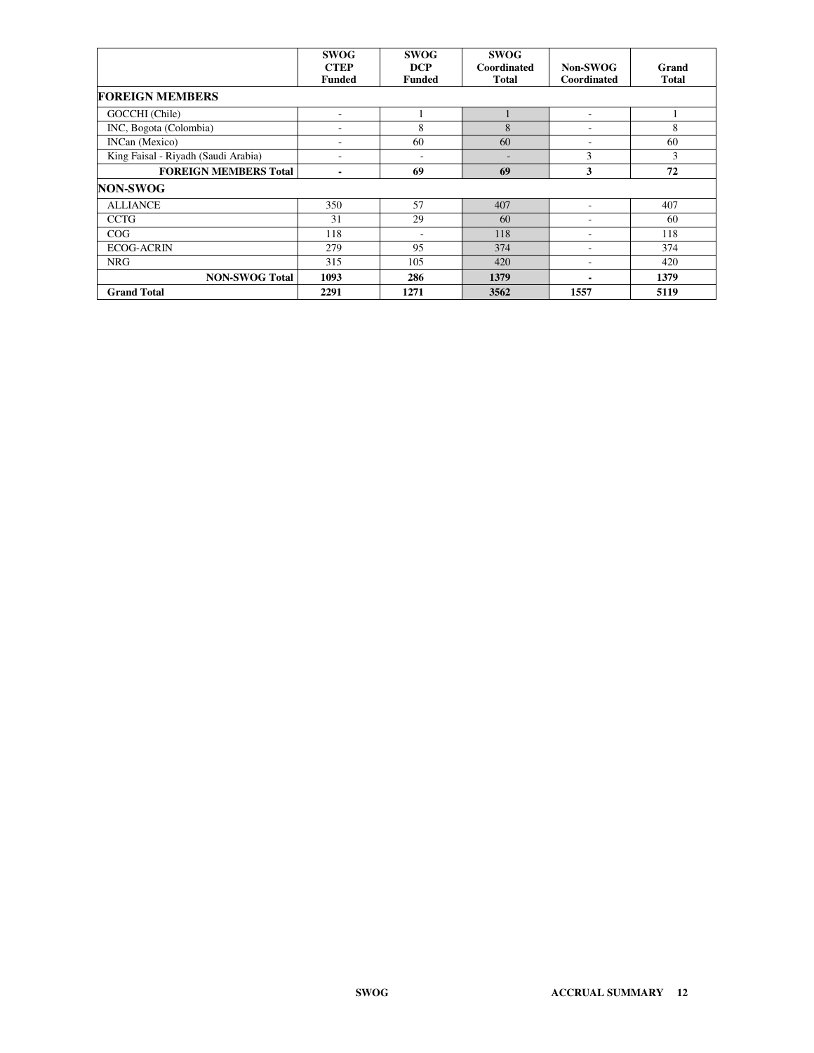| | SWOG CTEP Funded | SWOG DCP Funded | SWOG Coordinated Total | Non-SWOG Coordinated | Grand Total |
|---|---|---|---|---|---|
| **FOREIGN MEMBERS** | | | | | |
| GOCCHI (Chile) | - | 1 | 1 | - | 1 |
| INC, Bogota (Colombia) | - | 8 | 8 | - | 8 |
| INCan (Mexico) | - | 60 | 60 | - | 60 |
| King Faisal - Riyadh (Saudi Arabia) | - | - | - | 3 | 3 |
| **FOREIGN MEMBERS Total** | **-** | **69** | **69** | **3** | **72** |
| **NON-SWOG** | | | | | |
| ALLIANCE | 350 | 57 | 407 | - | 407 |
| CCTG | 31 | 29 | 60 | - | 60 |
| COG | 118 | - | 118 | - | 118 |
| ECOG-ACRIN | 279 | 95 | 374 | - | 374 |
| NRG | 315 | 105 | 420 | - | 420 |
| **NON-SWOG Total** | **1093** | **286** | **1379** | **-** | **1379** |
| **Grand Total** | **2291** | **1271** | **3562** | **1557** | **5119** |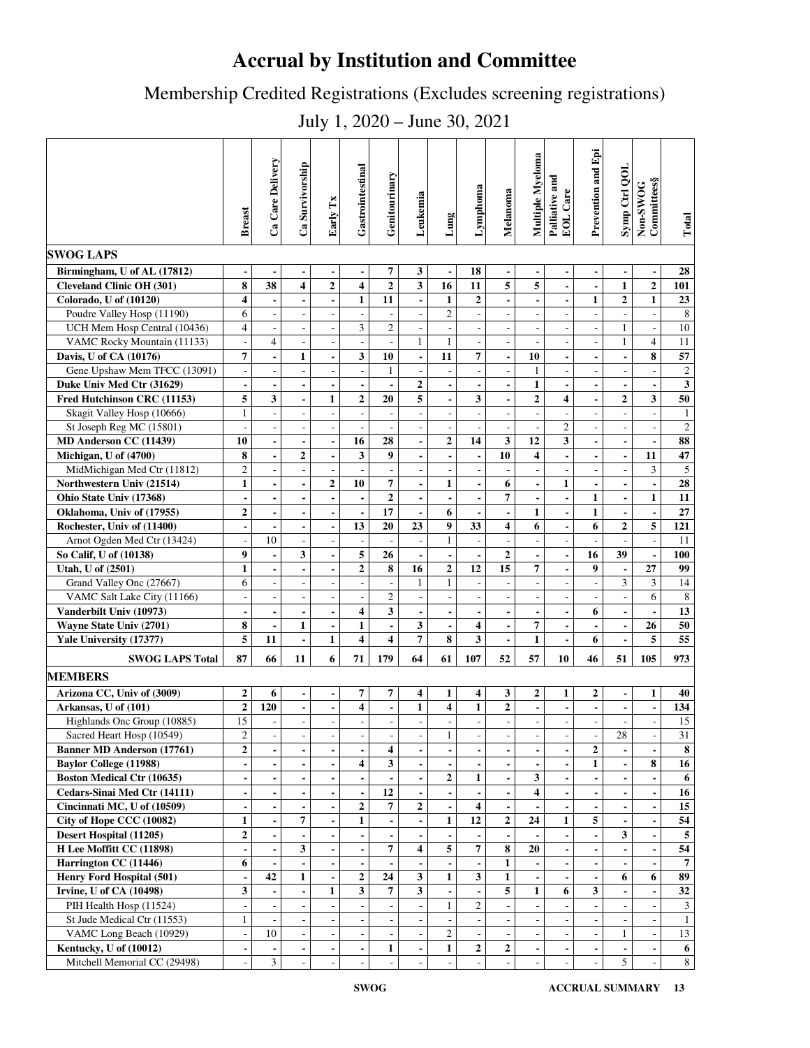# Accrual by Institution and Committee

## Membership Credited Registrations (Excludes screening registrations)

## July 1, 2020 – June 30, 2021

| | Breast | Ca Care Delivery | Ca Survivorship | Early Tx | Gastrointestinal | Genitourinary | Leukemia | Lung | Lymphoma | Melanoma | Multiple Myeloma | Palliative and EOL Care | Prevention and Epi | Symp Ctrl QOL | Non-SWOG Committees§ | Total |
|---|---|---|---|---|---|---|---|---|---|---|---|---|---|---|---|---|
| **SWOG LAPS** | | | | | | | | | | | | | | | | |
| **Birmingham, U of AL (17812)** | - | - | - | - | - | 7 | 3 | - | 18 | - | - | - | - | - | - | 28 |
| **Cleveland Clinic OH (301)** | 8 | 38 | 4 | 2 | 4 | 2 | 3 | 16 | 11 | 5 | 5 | - | - | 1 | 2 | 101 |
| **Colorado, U of (10120)** | 4 | - | - | - | 1 | 11 | - | 1 | 2 | - | - | - | 1 | 2 | 1 | 23 |
| Poudre Valley Hosp (11190) | 6 | - | - | - | - | - | - | 2 | - | - | - | - | - | - | - | 8 |
| UCH Mem Hosp Central (10436) | 4 | - | - | - | 3 | 2 | - | - | - | - | - | - | - | 1 | - | 10 |
| VAMC Rocky Mountain (11133) | - | 4 | - | - | - | - | 1 | 1 | - | - | - | - | - | 1 | 4 | 11 |
| **Davis, U of CA (10176)** | 7 | - | 1 | - | 3 | 10 | - | 11 | 7 | - | 10 | - | - | - | 8 | 57 |
| Gene Upshaw Mem TFCC (13091) | - | - | - | - | - | 1 | - | - | - | - | 1 | - | - | - | - | 2 |
| **Duke Univ Med Ctr (31629)** | - | - | - | - | - | - | 2 | - | - | - | 1 | - | - | - | - | 3 |
| **Fred Hutchinson CRC (11153)** | 5 | 3 | - | 1 | 2 | 20 | 5 | - | 3 | - | 2 | 4 | - | 2 | 3 | 50 |
| Skagit Valley Hosp (10666) | 1 | - | - | - | - | - | - | - | - | - | - | - | - | - | - | 1 |
| St Joseph Reg MC (15801) | - | - | - | - | - | - | - | - | - | - | - | 2 | - | - | - | 2 |
| **MD Anderson CC (11439)** | 10 | - | - | - | 16 | 28 | - | 2 | 14 | 3 | 12 | 3 | - | - | - | 88 |
| **Michigan, U of (4700)** | 8 | - | 2 | - | 3 | 9 | - | - | - | 10 | 4 | - | - | - | 11 | 47 |
| MidMichigan Med Ctr (11812) | 2 | - | - | - | - | - | - | - | - | - | - | - | - | - | 3 | 5 |
| **Northwestern Univ (21514)** | 1 | - | - | 2 | 10 | 7 | - | 1 | - | 6 | - | 1 | - | - | - | 28 |
| **Ohio State Univ (17368)** | - | - | - | - | - | 2 | - | - | - | 7 | - | - | 1 | - | 1 | 11 |
| **Oklahoma, Univ of (17955)** | 2 | - | - | - | - | 17 | - | 6 | - | - | 1 | - | 1 | - | - | 27 |
| **Rochester, Univ of (11400)** | - | - | - | - | 13 | 20 | 23 | 9 | 33 | 4 | 6 | - | 6 | 2 | 5 | 121 |
| Arnot Ogden Med Ctr (13424) | - | 10 | - | - | - | - | - | 1 | - | - | - | - | - | - | - | 11 |
| **So Calif, U of (10138)** | 9 | - | 3 | - | 5 | 26 | - | - | - | 2 | - | - | 16 | 39 | - | 100 |
| **Utah, U of (2501)** | 1 | - | - | - | 2 | 8 | 16 | 2 | 12 | 15 | 7 | - | 9 | - | 27 | 99 |
| Grand Valley Onc (27667) | 6 | - | - | - | - | - | 1 | 1 | - | - | - | - | - | 3 | 3 | 14 |
| VAMC Salt Lake City (11166) | - | - | - | - | - | 2 | - | - | - | - | - | - | - | - | 6 | 8 |
| **Vanderbilt Univ (10973)** | - | - | - | - | 4 | 3 | - | - | - | - | - | - | 6 | - | - | 13 |
| **Wayne State Univ (2701)** | 8 | - | 1 | - | 1 | - | 3 | - | 4 | - | 7 | - | - | - | 26 | 50 |
| **Yale University (17377)** | 5 | 11 | - | 1 | 4 | 4 | 7 | 8 | 3 | - | 1 | - | 6 | - | 5 | 55 |
| **SWOG LAPS Total** | 87 | 66 | 11 | 6 | 71 | 179 | 64 | 61 | 107 | 52 | 57 | 10 | 46 | 51 | 105 | 973 |
| **MEMBERS** | | | | | | | | | | | | | | | | |
| **Arizona CC, Univ of (3009)** | 2 | 6 | - | - | 7 | 7 | 4 | 1 | 4 | 3 | 2 | 1 | 2 | - | 1 | 40 |
| **Arkansas, U of (101)** | 2 | 120 | - | - | 4 | - | 1 | 4 | 1 | 2 | - | - | - | - | - | 134 |
| Highlands Onc Group (10885) | 15 | - | - | - | - | - | - | - | - | - | - | - | - | - | - | 15 |
| Sacred Heart Hosp (10549) | 2 | - | - | - | - | - | - | 1 | - | - | - | - | - | 28 | - | 31 |
| **Banner MD Anderson (17761)** | 2 | - | - | - | - | 4 | - | - | - | - | - | - | 2 | - | - | 8 |
| **Baylor College (11988)** | - | - | - | - | 4 | 3 | - | - | - | - | - | - | 1 | - | 8 | 16 |
| **Boston Medical Ctr (10635)** | - | - | - | - | - | - | - | 2 | 1 | - | 3 | - | - | - | - | 6 |
| **Cedars-Sinai Med Ctr (14111)** | - | - | - | - | - | 12 | - | - | - | - | 4 | - | - | - | - | 16 |
| **Cincinnati MC, U of (10509)** | - | - | - | - | 2 | 7 | 2 | - | 4 | - | - | - | - | - | - | 15 |
| **City of Hope CCC (10082)** | 1 | - | 7 | - | 1 | - | - | 1 | 12 | 2 | 24 | 1 | 5 | - | - | 54 |
| **Desert Hospital (11205)** | 2 | - | - | - | - | - | - | - | - | - | - | - | - | 3 | - | 5 |
| **H Lee Moffitt CC (11898)** | - | - | 3 | - | - | 7 | 4 | 5 | 7 | 8 | 20 | - | - | - | - | 54 |
| **Harrington CC (11446)** | 6 | - | - | - | - | - | - | - | - | 1 | - | - | - | - | - | 7 |
| **Henry Ford Hospital (501)** | - | 42 | 1 | - | 2 | 24 | 3 | 1 | 3 | 1 | - | - | - | 6 | 6 | 89 |
| **Irvine, U of CA (10498)** | 3 | - | - | 1 | 3 | 7 | 3 | - | - | 5 | 1 | 6 | 3 | - | - | 32 |
| PIH Health Hosp (11524) | - | - | - | - | - | - | - | 1 | 2 | - | - | - | - | - | - | 3 |
| St Jude Medical Ctr (11553) | 1 | - | - | - | - | - | - | - | - | - | - | - | - | - | - | 1 |
| VAMC Long Beach (10929) | - | 10 | - | - | - | - | - | 2 | - | - | - | - | - | 1 | - | 13 |
| **Kentucky, U of (10012)** | - | - | - | - | - | 1 | - | 1 | 2 | 2 | - | - | - | - | - | 6 |
| Mitchell Memorial CC (29498) | - | 3 | - | - | - | - | - | - | - | - | - | - | - | 5 | - | 8 |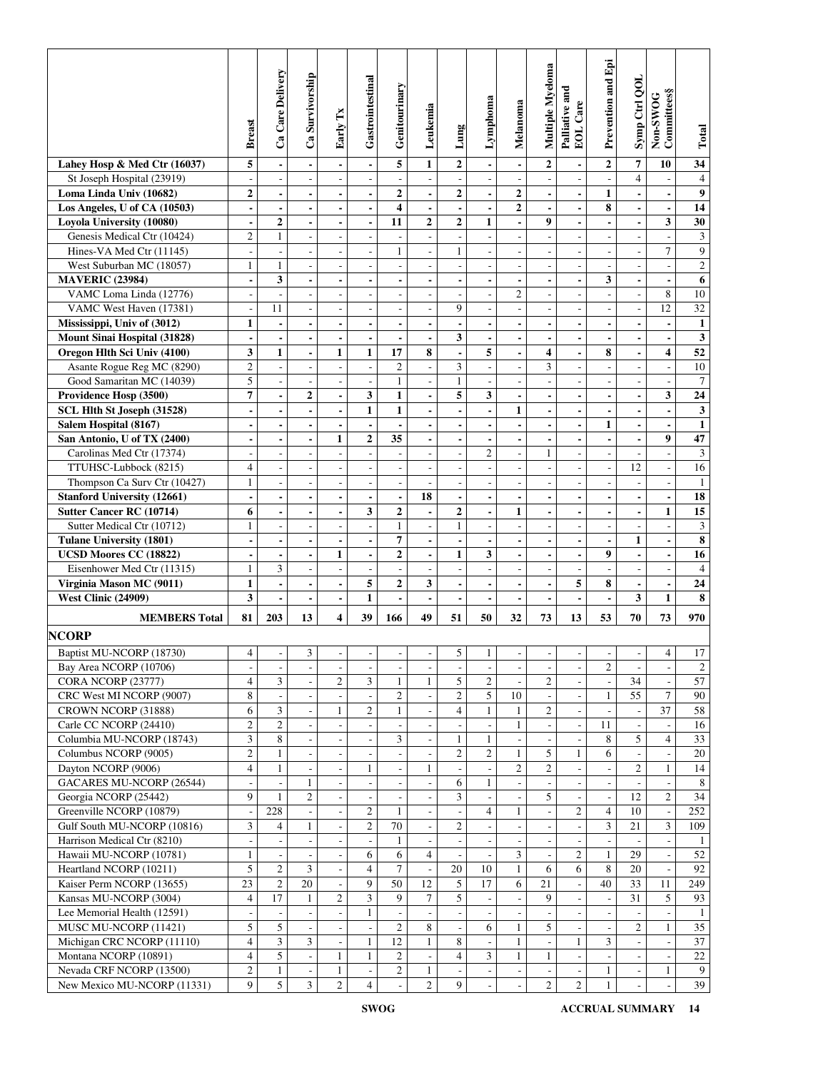| | Breast | Ca Care Delivery | Ca Survivorship | Early Tx | Gastrointestinal | Genitourinary | Leukemia | Lung | Lymphoma | Melanoma | Multiple Myeloma | Palliative and EOL Care | Prevention and Epi | Symp Ctrl QOL | Non-SWOG Committees§ | Total |
|---|---|---|---|---|---|---|---|---|---|---|---|---|---|---|---|---|
| **Lahey Hosp & Med Ctr (16037)** | **5** | **-** | **-** | **-** | **-** | **5** | **1** | **2** | **-** | **-** | **2** | **-** | **2** | **7** | **10** | **34** |
| St Joseph Hospital (23919) | - | - | - | - | - | - | - | - | - | - | - | - | - | 4 | - | 4 |
| **Loma Linda Univ (10682)** | **2** | **-** | **-** | **-** | **-** | **2** | **-** | **2** | **-** | **2** | **-** | **-** | **1** | **-** | **-** | **9** |
| **Los Angeles, U of CA (10503)** | **-** | **-** | **-** | **-** | **-** | **4** | **-** | **-** | **-** | **2** | **-** | **-** | **8** | **-** | **-** | **14** |
| **Loyola University (10080)** | **-** | **2** | **-** | **-** | **-** | **11** | **2** | **2** | **1** | **-** | **9** | **-** | **-** | **-** | **3** | **30** |
| Genesis Medical Ctr (10424) | 2 | 1 | - | - | - | - | - | - | - | - | - | - | - | - | - | 3 |
| Hines-VA Med Ctr (11145) | - | - | - | - | - | 1 | - | 1 | - | - | - | - | - | - | 7 | 9 |
| West Suburban MC (18057) | 1 | 1 | - | - | - | - | - | - | - | - | - | - | - | - | - | 2 |
| **MAVERIC (23984)** | **-** | **3** | **-** | **-** | **-** | **-** | **-** | **-** | **-** | **-** | **-** | **-** | **3** | **-** | **-** | **6** |
| VAMC Loma Linda (12776) | - | - | - | - | - | - | - | - | - | 2 | - | - | - | - | 8 | 10 |
| VAMC West Haven (17381) | - | 11 | - | - | - | - | - | 9 | - | - | - | - | - | - | 12 | 32 |
| **Mississippi, Univ of (3012)** | **1** | **-** | **-** | **-** | **-** | **-** | **-** | **-** | **-** | **-** | **-** | **-** | **-** | **-** | **-** | **1** |
| **Mount Sinai Hospital (31828)** | **-** | **-** | **-** | **-** | **-** | **-** | **-** | **3** | **-** | **-** | **-** | **-** | **-** | **-** | **-** | **3** |
| **Oregon Hlth Sci Univ (4100)** | **3** | **1** | **-** | **1** | **1** | **17** | **8** | **-** | **5** | **-** | **4** | **-** | **8** | **-** | **4** | **52** |
| Asante Rogue Reg MC (8290) | 2 | - | - | - | - | 2 | - | 3 | - | - | 3 | - | - | - | - | 10 |
| Good Samaritan MC (14039) | 5 | - | - | - | - | 1 | - | 1 | - | - | - | - | - | - | - | 7 |
| **Providence Hosp (3500)** | **7** | **-** | **2** | **-** | **3** | **1** | **-** | **5** | **3** | **-** | **-** | **-** | **-** | **-** | **3** | **24** |
| **SCL Hlth St Joseph (31528)** | **-** | **-** | **-** | **-** | **1** | **1** | **-** | **-** | **-** | **1** | **-** | **-** | **-** | **-** | **-** | **3** |
| **Salem Hospital (8167)** | **-** | **-** | **-** | **-** | **-** | **-** | **-** | **-** | **-** | **-** | **-** | **-** | **1** | **-** | **-** | **1** |
| **San Antonio, U of TX (2400)** | **-** | **-** | **-** | **1** | **2** | **35** | **-** | **-** | **-** | **-** | **-** | **-** | **-** | **-** | **9** | **47** |
| Carolinas Med Ctr (17374) | - | - | - | - | - | - | - | - | 2 | - | 1 | - | - | - | - | 3 |
| TTUHSC-Lubbock (8215) | 4 | - | - | - | - | - | - | - | - | - | - | - | - | 12 | - | 16 |
| Thompson Ca Surv Ctr (10427) | 1 | - | - | - | - | - | - | - | - | - | - | - | - | - | - | 1 |
| **Stanford University (12661)** | **-** | **-** | **-** | **-** | **-** | **-** | **18** | **-** | **-** | **-** | **-** | **-** | **-** | **-** | **-** | **18** |
| **Sutter Cancer RC (10714)** | **6** | **-** | **-** | **-** | **3** | **2** | **-** | **2** | **-** | **1** | **-** | **-** | **-** | **-** | **1** | **15** |
| Sutter Medical Ctr (10712) | 1 | - | - | - | - | 1 | - | 1 | - | - | - | - | - | - | - | 3 |
| **Tulane University (1801)** | **-** | **-** | **-** | **-** | **-** | **7** | **-** | **-** | **-** | **-** | **-** | **-** | **-** | **1** | **-** | **8** |
| **UCSD Moores CC (18822)** | **-** | **-** | **-** | **1** | **-** | **2** | **-** | **1** | **3** | **-** | **-** | **-** | **9** | **-** | **-** | **16** |
| Eisenhower Med Ctr (11315) | 1 | 3 | - | - | - | - | - | - | - | - | - | - | - | - | - | 4 |
| **Virginia Mason MC (9011)** | **1** | **-** | **-** | **-** | **5** | **2** | **3** | **-** | **-** | **-** | **-** | **5** | **8** | **-** | **-** | **24** |
| **West Clinic (24909)** | **3** | **-** | **-** | **-** | **1** | **-** | **-** | **-** | **-** | **-** | **-** | **-** | **-** | **3** | **1** | **8** |
| **MEMBERS Total** | **81** | **203** | **13** | **4** | **39** | **166** | **49** | **51** | **50** | **32** | **73** | **13** | **53** | **70** | **73** | **970** |
| **NCORP** | | | | | | | | | | | | | | | | |
| Baptist MU-NCORP (18730) | 4 | - | 3 | - | - | - | - | 5 | 1 | - | - | - | - | - | 4 | 17 |
| Bay Area NCORP (10706) | - | - | - | - | - | - | - | - | - | - | - | - | 2 | - | - | 2 |
| CORA NCORP (23777) | 4 | 3 | - | 2 | 3 | 1 | 1 | 5 | 2 | - | 2 | - | - | 34 | - | 57 |
| CRC West MI NCORP (9007) | 8 | - | - | - | - | 2 | - | 2 | 5 | 10 | - | - | 1 | 55 | 7 | 90 |
| CROWN NCORP (31888) | 6 | 3 | - | 1 | 2 | 1 | - | 4 | 1 | 1 | 2 | - | - | - | 37 | 58 |
| Carle CC NCORP (24410) | 2 | 2 | - | - | - | - | - | - | - | 1 | - | - | 11 | - | - | 16 |
| Columbia MU-NCORP (18743) | 3 | 8 | - | - | - | 3 | - | 1 | 1 | - | - | - | 8 | 5 | 4 | 33 |
| Columbus NCORP (9005) | 2 | 1 | - | - | - | - | - | 2 | 2 | 1 | 5 | 1 | 6 | - | - | 20 |
| Dayton NCORP (9006) | 4 | 1 | - | - | 1 | - | 1 | - | - | 2 | 2 | - | - | 2 | 1 | 14 |
| GACARES MU-NCORP (26544) | - | - | 1 | - | - | - | - | 6 | 1 | - | - | - | - | - | - | 8 |
| Georgia NCORP (25442) | 9 | 1 | 2 | - | - | - | - | 3 | - | - | 5 | - | - | 12 | 2 | 34 |
| Greenville NCORP (10879) | - | 228 | - | - | 2 | 1 | - | - | 4 | 1 | - | 2 | 4 | 10 | - | 252 |
| Gulf South MU-NCORP (10816) | 3 | 4 | 1 | - | 2 | 70 | - | 2 | - | - | - | - | 3 | 21 | 3 | 109 |
| Harrison Medical Ctr (8210) | - | - | - | - | - | 1 | - | - | - | - | - | - | - | - | - | 1 |
| Hawaii MU-NCORP (10781) | 1 | - | - | - | 6 | 6 | 4 | - | - | 3 | - | 2 | 1 | 29 | - | 52 |
| Heartland NCORP (10211) | 5 | 2 | 3 | - | 4 | 7 | - | 20 | 10 | 1 | 6 | 6 | 8 | 20 | - | 92 |
| Kaiser Perm NCORP (13655) | 23 | 2 | 20 | - | 9 | 50 | 12 | 5 | 17 | 6 | 21 | - | 40 | 33 | 11 | 249 |
| Kansas MU-NCORP (3004) | 4 | 17 | 1 | 2 | 3 | 9 | 7 | 5 | - | - | 9 | - | - | 31 | 5 | 93 |
| Lee Memorial Health (12591) | - | - | - | - | 1 | - | - | - | - | - | - | - | - | - | - | 1 |
| MUSC MU-NCORP (11421) | 5 | 5 | - | - | - | 2 | 8 | - | 6 | 1 | 5 | - | - | 2 | 1 | 35 |
| Michigan CRC NCORP (11110) | 4 | 3 | 3 | - | 1 | 12 | 1 | 8 | - | 1 | - | 1 | 3 | - | - | 37 |
| Montana NCORP (10891) | 4 | 5 | - | 1 | 1 | 2 | - | 4 | 3 | 1 | 1 | - | - | - | - | 22 |
| Nevada CRF NCORP (13500) | 2 | 1 | - | 1 | - | 2 | 1 | - | - | - | - | - | 1 | - | 1 | 9 |
| New Mexico MU-NCORP (11331) | 9 | 5 | 3 | 2 | 4 | - | 2 | 9 | - | - | 2 | 2 | 1 | - | - | 39 |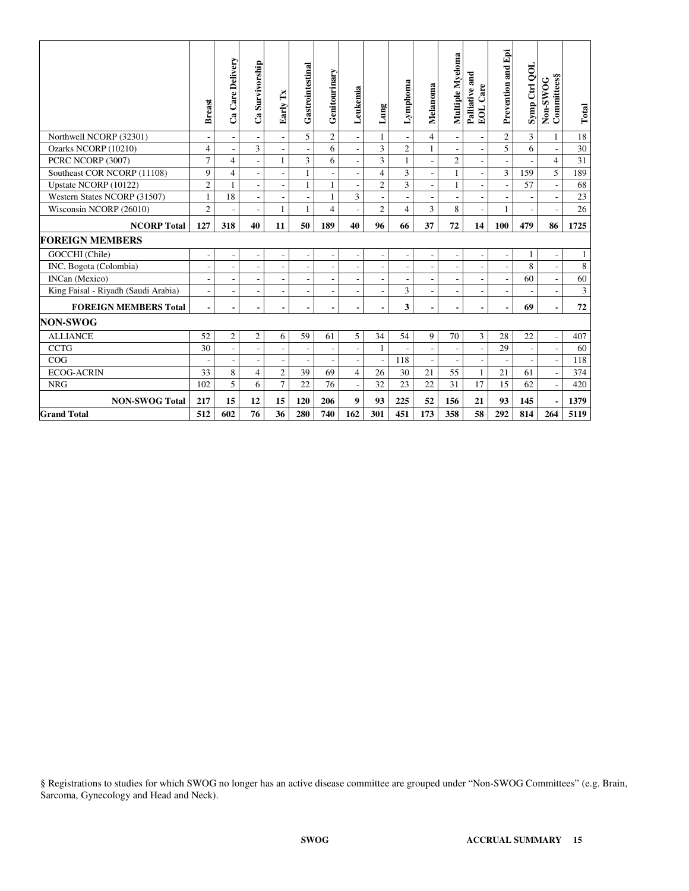| | Breast | Ca Care Delivery | Ca Survivorship | Early Tx | Gastrointestinal | Genitourinary | Leukemia | Lung | Lymphoma | Melanoma | Multiple Myeloma | Palliative and EOL Care | Prevention and Epi | Symp Ctrl QOL | Non-SWOG Committees§ | Total |
|---|---|---|---|---|---|---|---|---|---|---|---|---|---|---|---|---|
| Northwell NCORP (32301) | - | - | - | - | 5 | 2 | - | 1 | - | 4 | - | - | 2 | 3 | 1 | 18 |
| Ozarks NCORP (10210) | 4 | - | 3 | - | - | 6 | - | 3 | 2 | 1 | - | - | 5 | 6 | - | 30 |
| PCRC NCORP (3007) | 7 | 4 | - | 1 | 3 | 6 | - | 3 | 1 | - | 2 | - | - | - | 4 | 31 |
| Southeast COR NCORP (11108) | 9 | 4 | - | - | 1 | - | - | 4 | 3 | - | 1 | - | 3 | 159 | 5 | 189 |
| Upstate NCORP (10122) | 2 | 1 | - | - | 1 | 1 | - | 2 | 3 | - | 1 | - | - | 57 | - | 68 |
| Western States NCORP (31507) | 1 | 18 | - | - | - | 1 | 3 | - | - | - | - | - | - | - | - | 23 |
| Wisconsin NCORP (26010) | 2 | - | - | 1 | 1 | 4 | - | 2 | 4 | 3 | 8 | - | 1 | - | - | 26 |
| **NCORP Total** | **127** | **318** | **40** | **11** | **50** | **189** | **40** | **96** | **66** | **37** | **72** | **14** | **100** | **479** | **86** | **1725** |
| **FOREIGN MEMBERS** | | | | | | | | | | | | | | | | |
| GOCCHI (Chile) | - | - | - | - | - | - | - | - | - | - | - | - | - | 1 | - | 1 |
| INC, Bogota (Colombia) | - | - | - | - | - | - | - | - | - | - | - | - | - | 8 | - | 8 |
| INCan (Mexico) | - | - | - | - | - | - | - | - | - | - | - | - | - | 60 | - | 60 |
| King Faisal - Riyadh (Saudi Arabia) | - | - | - | - | - | - | - | - | 3 | - | - | - | - | - | - | 3 |
| **FOREIGN MEMBERS Total** | **-** | **-** | **-** | **-** | **-** | **-** | **-** | **-** | **3** | **-** | **-** | **-** | **-** | **69** | **-** | **72** |
| **NON-SWOG** | | | | | | | | | | | | | | | | |
| ALLIANCE | 52 | 2 | 2 | 6 | 59 | 61 | 5 | 34 | 54 | 9 | 70 | 3 | 28 | 22 | - | 407 |
| CCTG | 30 | - | - | - | - | - | - | 1 | - | - | - | - | 29 | - | - | 60 |
| COG | - | - | - | - | - | - | - | - | 118 | - | - | - | - | - | - | 118 |
| ECOG-ACRIN | 33 | 8 | 4 | 2 | 39 | 69 | 4 | 26 | 30 | 21 | 55 | 1 | 21 | 61 | - | 374 |
| NRG | 102 | 5 | 6 | 7 | 22 | 76 | - | 32 | 23 | 22 | 31 | 17 | 15 | 62 | - | 420 |
| **NON-SWOG Total** | **217** | **15** | **12** | **15** | **120** | **206** | **9** | **93** | **225** | **52** | **156** | **21** | **93** | **145** | **-** | **1379** |
| **Grand Total** | **512** | **602** | **76** | **36** | **280** | **740** | **162** | **301** | **451** | **173** | **358** | **58** | **292** | **814** | **264** | **5119** |

§ Registrations to studies for which SWOG no longer has an active disease committee are grouped under "Non-SWOG Committees" (e.g. Brain, Sarcoma, Gynecology and Head and Neck).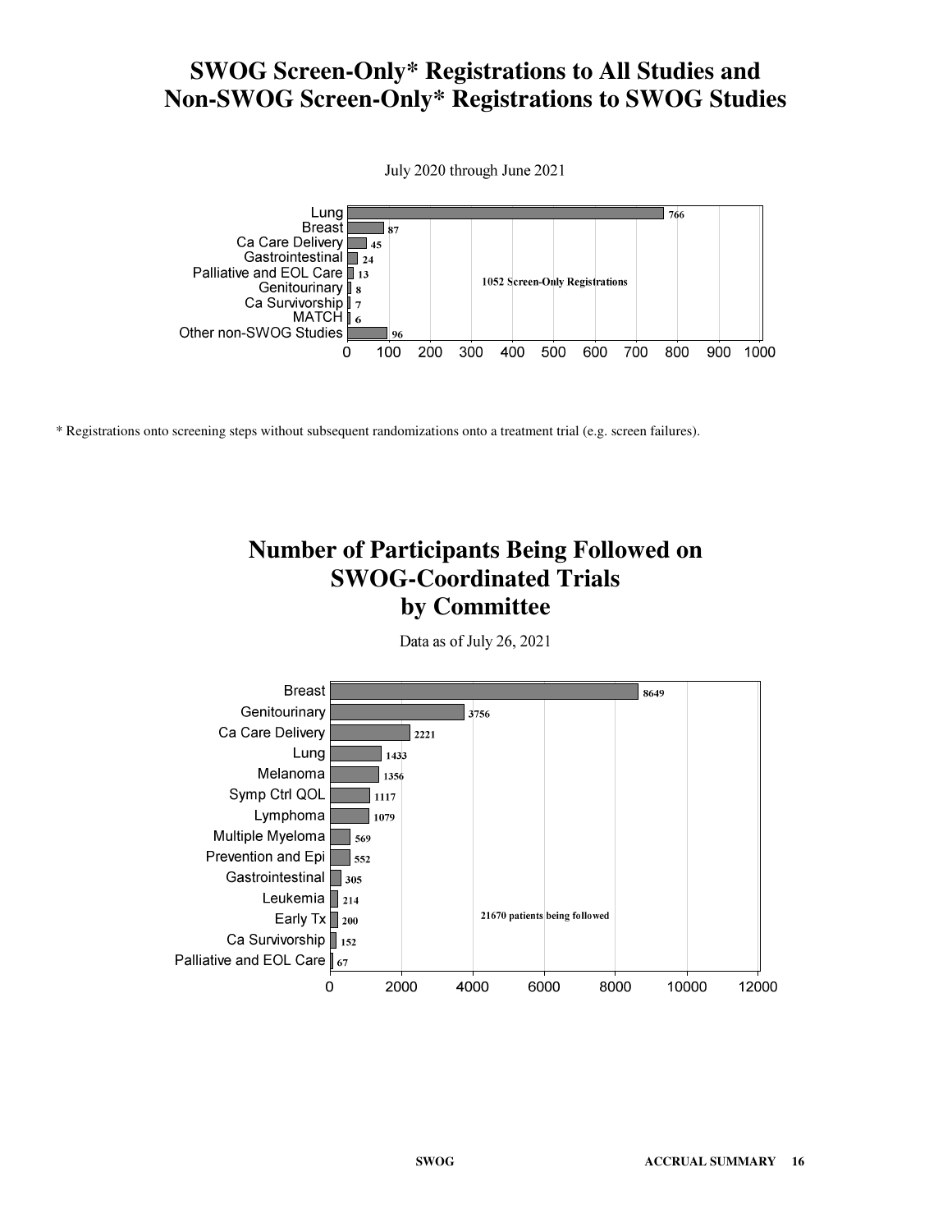# SWOG Screen-Only* Registrations to All Studies and Non-SWOG Screen-Only* Registrations to SWOG Studies

July 2020 through June 2021

| Committee | Screen-Only Registrations |
|---|---|
| Lung | 766 |
| Breast | 87 |
| Ca Care Delivery | 45 |
| Gastrointestinal | 24 |
| Palliative and EOL Care | 13 |
| Genitourinary | 8 |
| Ca Survivorship | 7 |
| MATCH | 6 |
| Other non-SWOG Studies | 96 |

1052 Screen-Only Registrations

\* Registrations onto screening steps without subsequent randomizations onto a treatment trial (e.g. screen failures).

# Number of Participants Being Followed on SWOG-Coordinated Trials by Committee

Data as of July 26, 2021

| Committee | Participants Being Followed |
|---|---|
| Breast | 8649 |
| Genitourinary | 3756 |
| Ca Care Delivery | 2221 |
| Lung | 1433 |
| Melanoma | 1356 |
| Symp Ctrl QOL | 1117 |
| Lymphoma | 1079 |
| Multiple Myeloma | 569 |
| Prevention and Epi | 552 |
| Gastrointestinal | 305 |
| Leukemia | 214 |
| Early Tx | 200 |
| Ca Survivorship | 152 |
| Palliative and EOL Care | 67 |

21670 patients being followed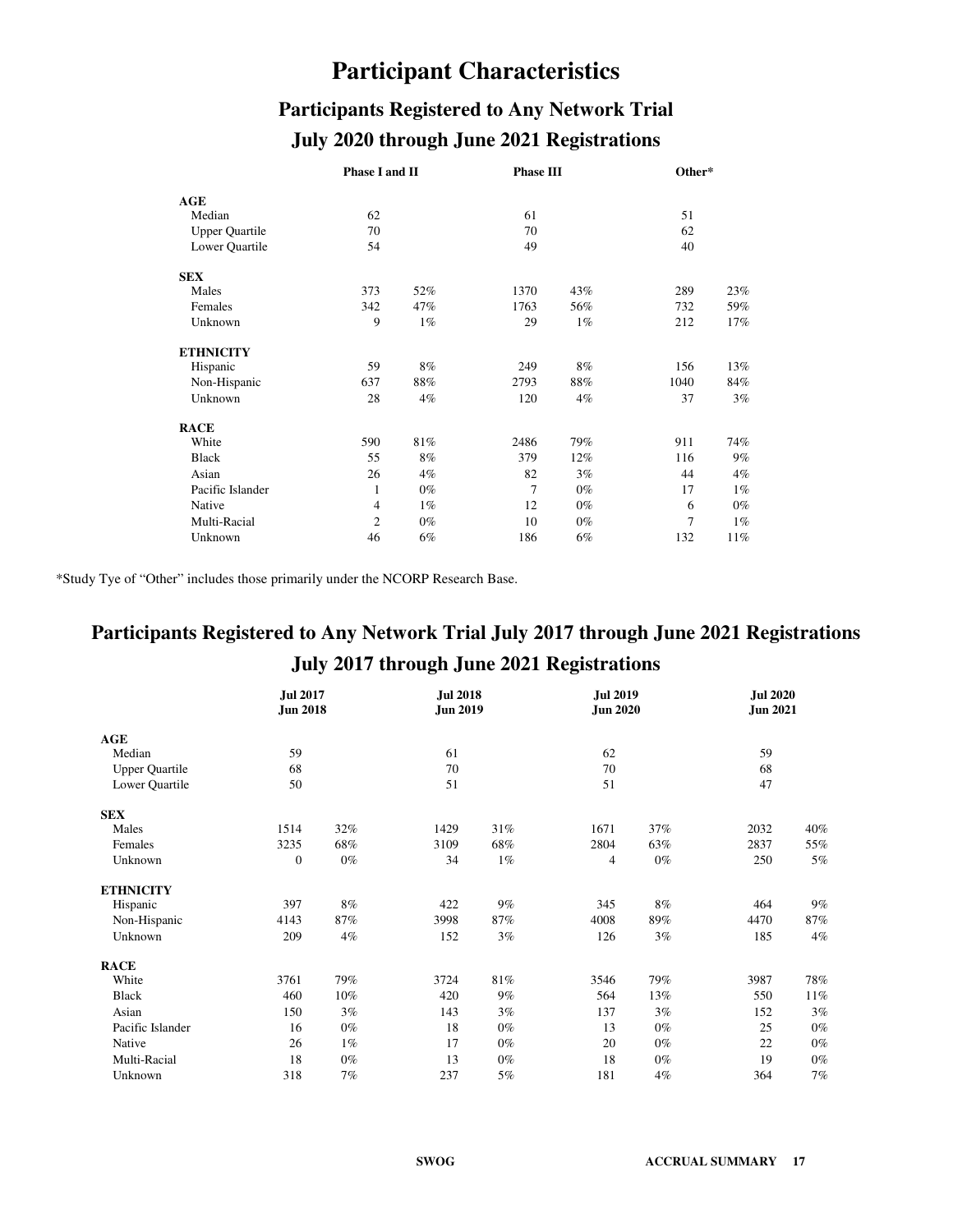# Participant Characteristics

## Participants Registered to Any Network Trial

## July 2020 through June 2021 Registrations

| | Phase I and II | | Phase III | | Other* | |
|---|---|---|---|---|---|---|
| **AGE** | | | | | | |
| Median | 62 | | 61 | | 51 | |
| Upper Quartile | 70 | | 70 | | 62 | |
| Lower Quartile | 54 | | 49 | | 40 | |
| **SEX** | | | | | | |
| Males | 373 | 52% | 1370 | 43% | 289 | 23% |
| Females | 342 | 47% | 1763 | 56% | 732 | 59% |
| Unknown | 9 | 1% | 29 | 1% | 212 | 17% |
| **ETHNICITY** | | | | | | |
| Hispanic | 59 | 8% | 249 | 8% | 156 | 13% |
| Non-Hispanic | 637 | 88% | 2793 | 88% | 1040 | 84% |
| Unknown | 28 | 4% | 120 | 4% | 37 | 3% |
| **RACE** | | | | | | |
| White | 590 | 81% | 2486 | 79% | 911 | 74% |
| Black | 55 | 8% | 379 | 12% | 116 | 9% |
| Asian | 26 | 4% | 82 | 3% | 44 | 4% |
| Pacific Islander | 1 | 0% | 7 | 0% | 17 | 1% |
| Native | 4 | 1% | 12 | 0% | 6 | 0% |
| Multi-Racial | 2 | 0% | 10 | 0% | 7 | 1% |
| Unknown | 46 | 6% | 186 | 6% | 132 | 11% |

*Study Tye of "Other" includes those primarily under the NCORP Research Base.

## Participants Registered to Any Network Trial July 2017 through June 2021 Registrations

## July 2017 through June 2021 Registrations

| | Jul 2017 Jun 2018 | | Jul 2018 Jun 2019 | | Jul 2019 Jun 2020 | | Jul 2020 Jun 2021 | |
|---|---|---|---|---|---|---|---|---|
| **AGE** | | | | | | | | |
| Median | 59 | | 61 | | 62 | | 59 | |
| Upper Quartile | 68 | | 70 | | 70 | | 68 | |
| Lower Quartile | 50 | | 51 | | 51 | | 47 | |
| **SEX** | | | | | | | | |
| Males | 1514 | 32% | 1429 | 31% | 1671 | 37% | 2032 | 40% |
| Females | 3235 | 68% | 3109 | 68% | 2804 | 63% | 2837 | 55% |
| Unknown | 0 | 0% | 34 | 1% | 4 | 0% | 250 | 5% |
| **ETHNICITY** | | | | | | | | |
| Hispanic | 397 | 8% | 422 | 9% | 345 | 8% | 464 | 9% |
| Non-Hispanic | 4143 | 87% | 3998 | 87% | 4008 | 89% | 4470 | 87% |
| Unknown | 209 | 4% | 152 | 3% | 126 | 3% | 185 | 4% |
| **RACE** | | | | | | | | |
| White | 3761 | 79% | 3724 | 81% | 3546 | 79% | 3987 | 78% |
| Black | 460 | 10% | 420 | 9% | 564 | 13% | 550 | 11% |
| Asian | 150 | 3% | 143 | 3% | 137 | 3% | 152 | 3% |
| Pacific Islander | 16 | 0% | 18 | 0% | 13 | 0% | 25 | 0% |
| Native | 26 | 1% | 17 | 0% | 20 | 0% | 22 | 0% |
| Multi-Racial | 18 | 0% | 13 | 0% | 18 | 0% | 19 | 0% |
| Unknown | 318 | 7% | 237 | 5% | 181 | 4% | 364 | 7% |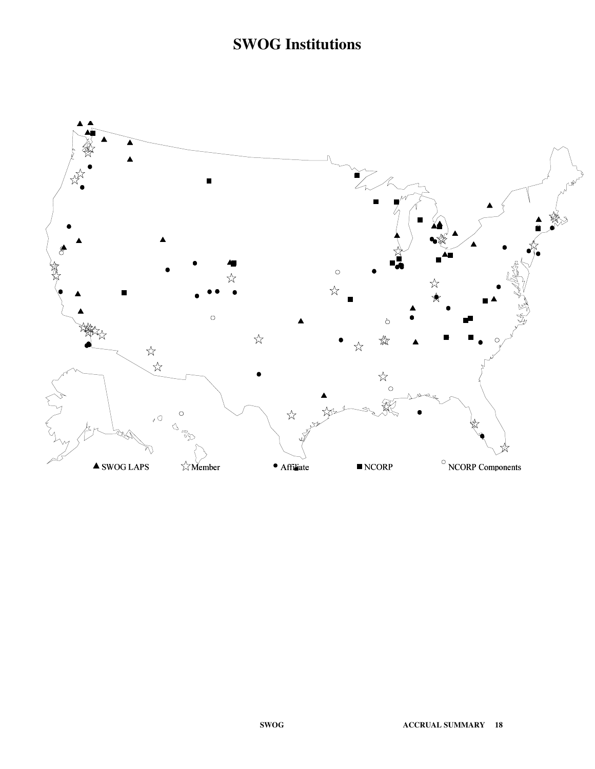# SWOG Institutions

▲ SWOG LAPS ☆ Member ● Affiliate ■ NCORP ○ NCORP Components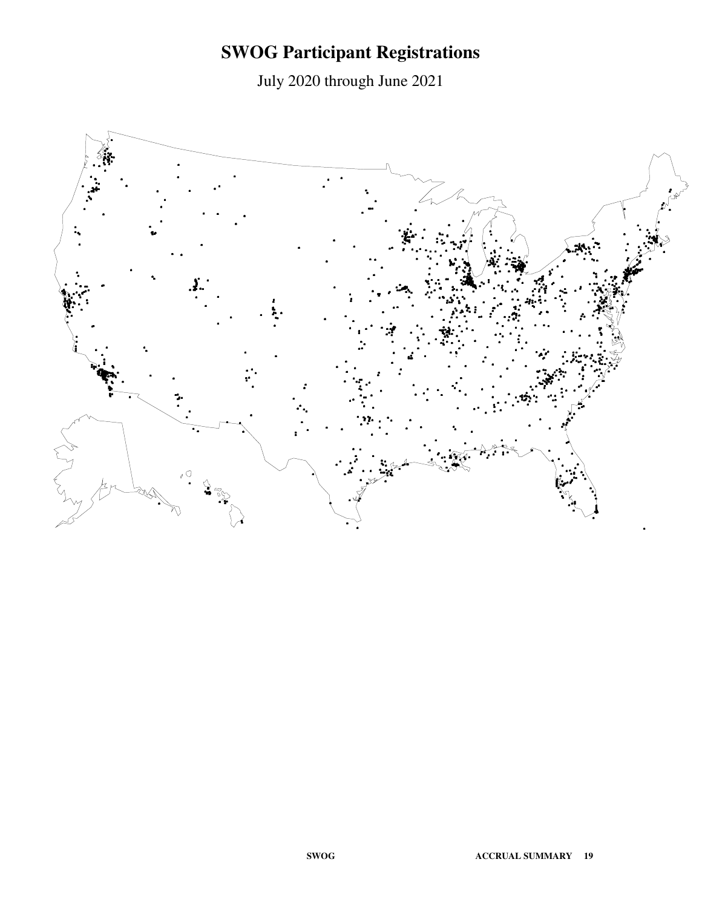# SWOG Participant Registrations

July 2020 through June 2021